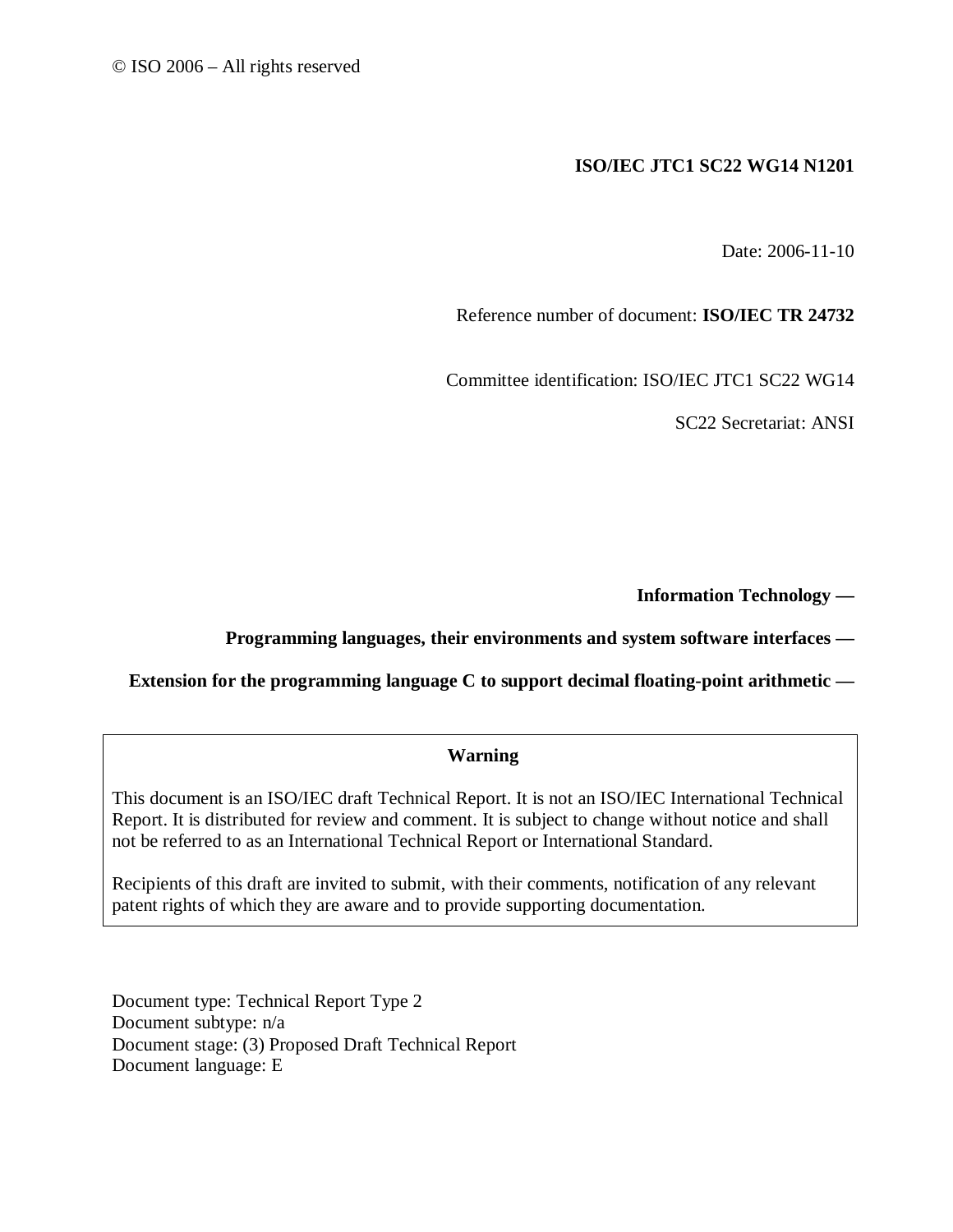© ISO 2006 – All rights reserved

**ISO/IEC JTC1 SC22 WG14 N1201**

Date: 2006-11-10

Reference number of document: **ISO/IEC TR 24732**

Committee identification: ISO/IEC JTC1 SC22 WG14

SC22 Secretariat: ANSI

**Information Technology —**

**Programming languages, their environments and system software interfaces —**

**Extension for the programming language C to support decimal floating-point arithmetic —**

**Warning**

This document is an ISO/IEC draft Technical Report. It is not an ISO/IEC International Technical Report. It is distributed for review and comment. It is subject to change without notice and shall not be referred to as an International Technical Report or International Standard.

Recipients of this draft are invited to submit, with their comments, notification of any relevant patent rights of which they are aware and to provide supporting documentation.

Document type: Technical Report Type 2
Document subtype: n/a
Document stage: (3) Proposed Draft Technical Report
Document language: E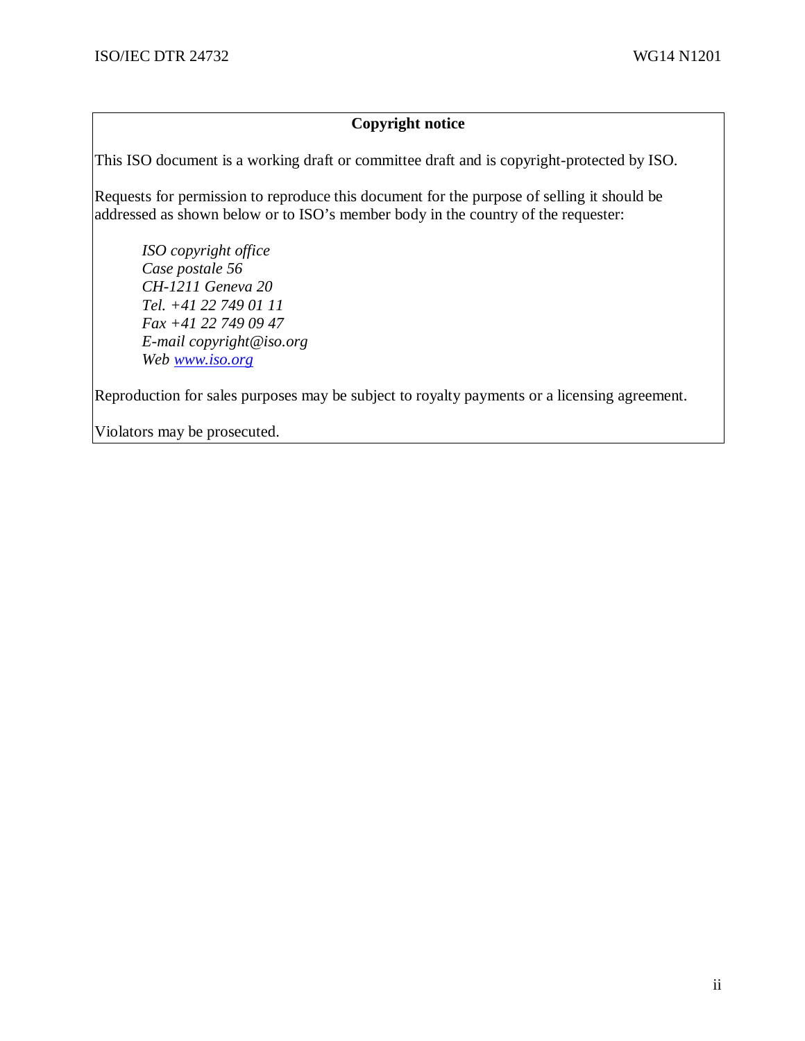**Copyright notice**

This ISO document is a working draft or committee draft and is copyright-protected by ISO.

Requests for permission to reproduce this document for the purpose of selling it should be addressed as shown below or to ISO's member body in the country of the requester:

*ISO copyright office*
*Case postale 56*
*CH-1211 Geneva 20*
*Tel. +41 22 749 01 11*
*Fax +41 22 749 09 47*
*E-mail copyright@iso.org*
*Web [www.iso.org](http://www.iso.org)*

Reproduction for sales purposes may be subject to royalty payments or a licensing agreement.

Violators may be prosecuted.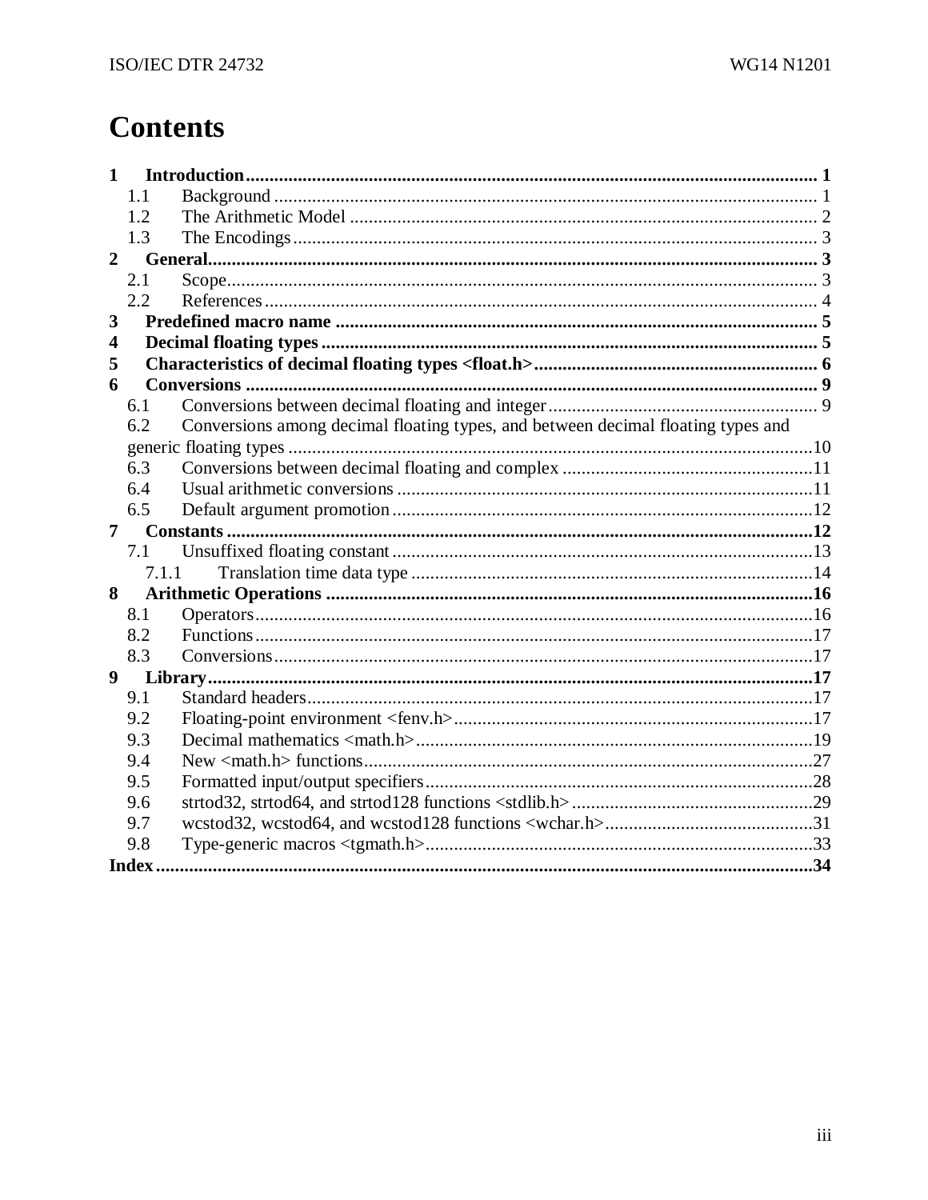# Contents

- **1 Introduction** .......... **1**
  - 1.1 Background .......... 1
  - 1.2 The Arithmetic Model .......... 2
  - 1.3 The Encodings .......... 3
- **2 General** .......... **3**
  - 2.1 Scope .......... 3
  - 2.2 References .......... 4
- **3 Predefined macro name** .......... **5**
- **4 Decimal floating types** .......... **5**
- **5 Characteristics of decimal floating types <float.h>** .......... **6**
- **6 Conversions** .......... **9**
  - 6.1 Conversions between decimal floating and integer .......... 9
  - 6.2 Conversions among decimal floating types, and between decimal floating types and generic floating types .......... 10
  - 6.3 Conversions between decimal floating and complex .......... 11
  - 6.4 Usual arithmetic conversions .......... 11
  - 6.5 Default argument promotion .......... 12
- **7 Constants** .......... **12**
  - 7.1 Unsuffixed floating constant .......... 13
    - 7.1.1 Translation time data type .......... 14
- **8 Arithmetic Operations** .......... **16**
  - 8.1 Operators .......... 16
  - 8.2 Functions .......... 17
  - 8.3 Conversions .......... 17
- **9 Library** .......... **17**
  - 9.1 Standard headers .......... 17
  - 9.2 Floating-point environment <fenv.h> .......... 17
  - 9.3 Decimal mathematics <math.h> .......... 19
  - 9.4 New <math.h> functions .......... 27
  - 9.5 Formatted input/output specifiers .......... 28
  - 9.6 strtod32, strtod64, and strtod128 functions <stdlib.h> .......... 29
  - 9.7 wcstod32, wcstod64, and wcstod128 functions <wchar.h> .......... 31
  - 9.8 Type-generic macros <tgmath.h> .......... 33
- **Index** .......... **34**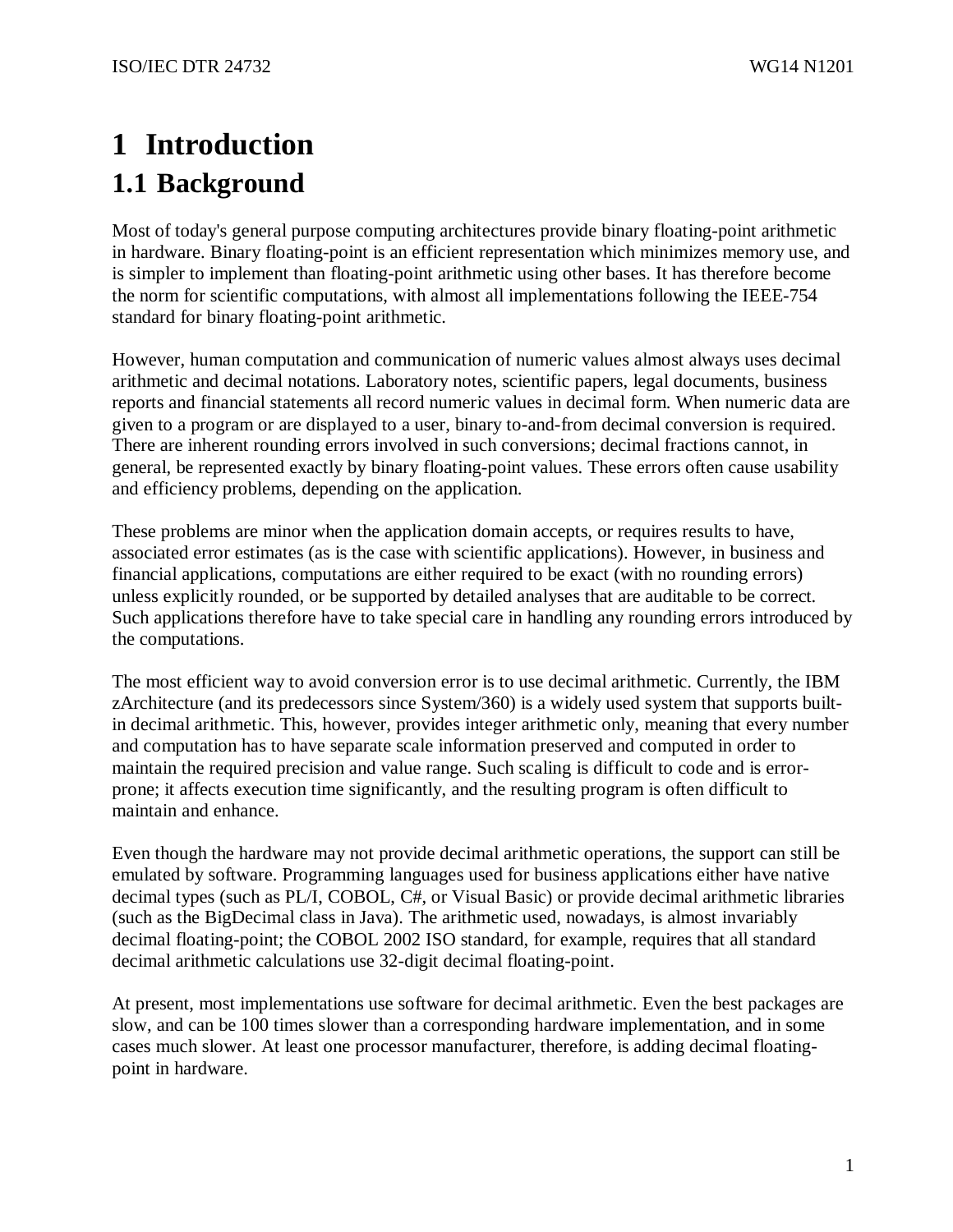# 1 Introduction

## 1.1 Background

Most of today's general purpose computing architectures provide binary floating-point arithmetic in hardware. Binary floating-point is an efficient representation which minimizes memory use, and is simpler to implement than floating-point arithmetic using other bases. It has therefore become the norm for scientific computations, with almost all implementations following the IEEE-754 standard for binary floating-point arithmetic.

However, human computation and communication of numeric values almost always uses decimal arithmetic and decimal notations. Laboratory notes, scientific papers, legal documents, business reports and financial statements all record numeric values in decimal form. When numeric data are given to a program or are displayed to a user, binary to-and-from decimal conversion is required. There are inherent rounding errors involved in such conversions; decimal fractions cannot, in general, be represented exactly by binary floating-point values. These errors often cause usability and efficiency problems, depending on the application.

These problems are minor when the application domain accepts, or requires results to have, associated error estimates (as is the case with scientific applications). However, in business and financial applications, computations are either required to be exact (with no rounding errors) unless explicitly rounded, or be supported by detailed analyses that are auditable to be correct. Such applications therefore have to take special care in handling any rounding errors introduced by the computations.

The most efficient way to avoid conversion error is to use decimal arithmetic. Currently, the IBM zArchitecture (and its predecessors since System/360) is a widely used system that supports built-in decimal arithmetic. This, however, provides integer arithmetic only, meaning that every number and computation has to have separate scale information preserved and computed in order to maintain the required precision and value range. Such scaling is difficult to code and is error-prone; it affects execution time significantly, and the resulting program is often difficult to maintain and enhance.

Even though the hardware may not provide decimal arithmetic operations, the support can still be emulated by software. Programming languages used for business applications either have native decimal types (such as PL/I, COBOL, C#, or Visual Basic) or provide decimal arithmetic libraries (such as the BigDecimal class in Java). The arithmetic used, nowadays, is almost invariably decimal floating-point; the COBOL 2002 ISO standard, for example, requires that all standard decimal arithmetic calculations use 32-digit decimal floating-point.

At present, most implementations use software for decimal arithmetic. Even the best packages are slow, and can be 100 times slower than a corresponding hardware implementation, and in some cases much slower. At least one processor manufacturer, therefore, is adding decimal floating-point in hardware.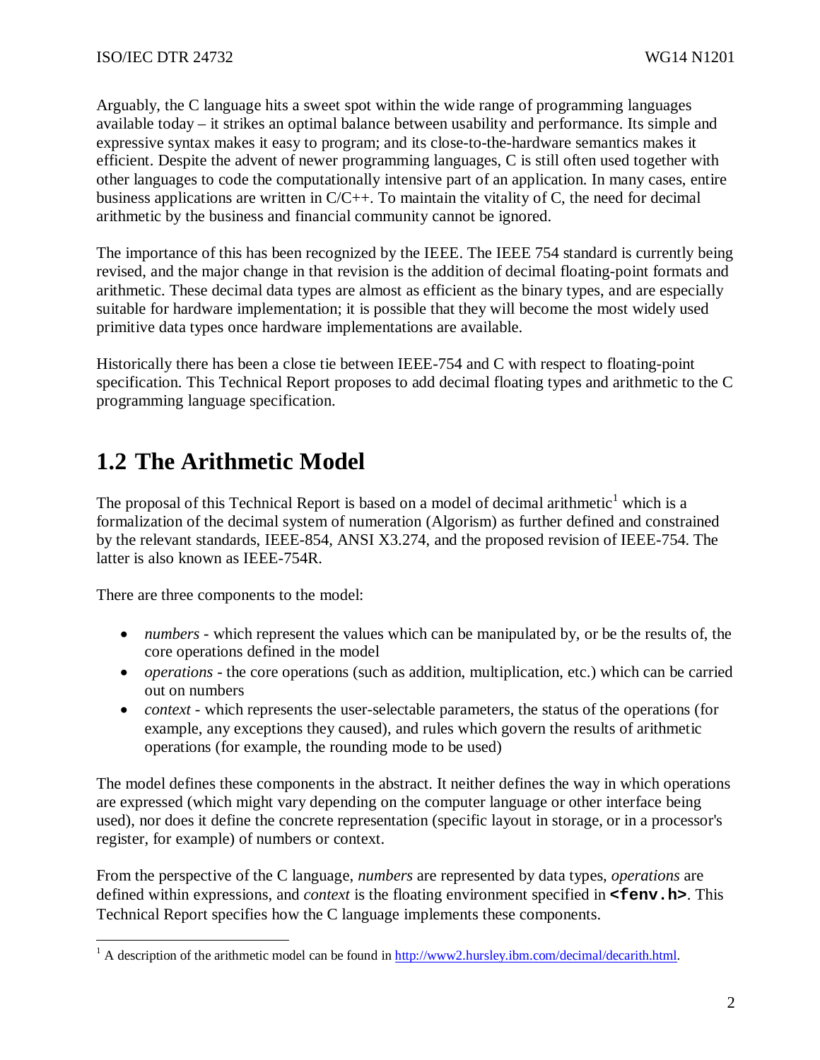Arguably, the C language hits a sweet spot within the wide range of programming languages available today – it strikes an optimal balance between usability and performance. Its simple and expressive syntax makes it easy to program; and its close-to-the-hardware semantics makes it efficient. Despite the advent of newer programming languages, C is still often used together with other languages to code the computationally intensive part of an application. In many cases, entire business applications are written in C/C++. To maintain the vitality of C, the need for decimal arithmetic by the business and financial community cannot be ignored.

The importance of this has been recognized by the IEEE. The IEEE 754 standard is currently being revised, and the major change in that revision is the addition of decimal floating-point formats and arithmetic. These decimal data types are almost as efficient as the binary types, and are especially suitable for hardware implementation; it is possible that they will become the most widely used primitive data types once hardware implementations are available.

Historically there has been a close tie between IEEE-754 and C with respect to floating-point specification. This Technical Report proposes to add decimal floating types and arithmetic to the C programming language specification.

## 1.2 The Arithmetic Model

The proposal of this Technical Report is based on a model of decimal arithmetic[1] which is a formalization of the decimal system of numeration (Algorism) as further defined and constrained by the relevant standards, IEEE-854, ANSI X3.274, and the proposed revision of IEEE-754. The latter is also known as IEEE-754R.

There are three components to the model:

- *numbers* - which represent the values which can be manipulated by, or be the results of, the core operations defined in the model
- *operations* - the core operations (such as addition, multiplication, etc.) which can be carried out on numbers
- *context* - which represents the user-selectable parameters, the status of the operations (for example, any exceptions they caused), and rules which govern the results of arithmetic operations (for example, the rounding mode to be used)

The model defines these components in the abstract. It neither defines the way in which operations are expressed (which might vary depending on the computer language or other interface being used), nor does it define the concrete representation (specific layout in storage, or in a processor's register, for example) of numbers or context.

From the perspective of the C language, *numbers* are represented by data types, *operations* are defined within expressions, and *context* is the floating environment specified in **`<fenv.h>`**. This Technical Report specifies how the C language implements these components.

[1] A description of the arithmetic model can be found in http://www2.hursley.ibm.com/decimal/decarith.html.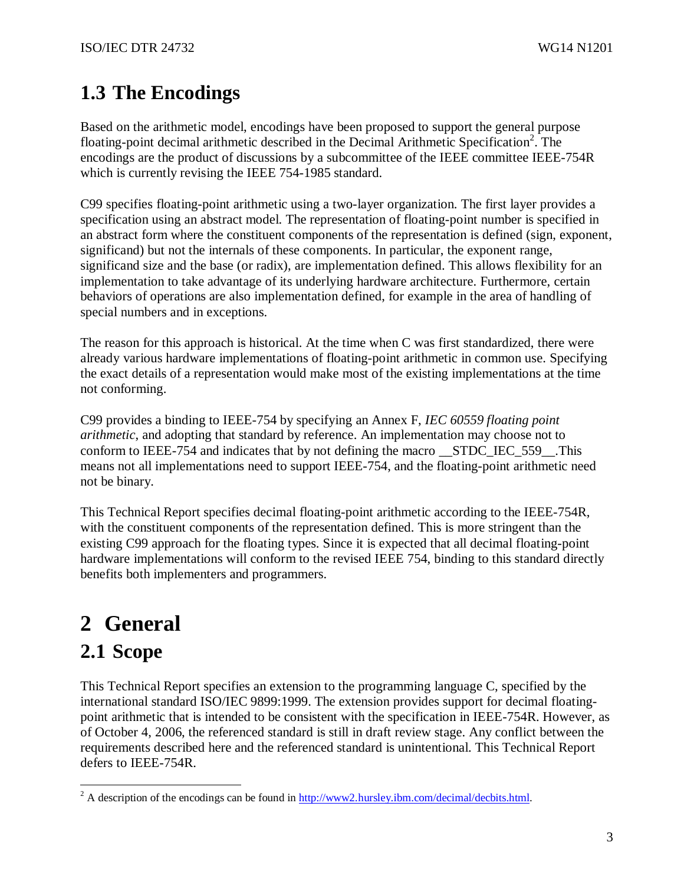## 1.3 The Encodings

Based on the arithmetic model, encodings have been proposed to support the general purpose floating-point decimal arithmetic described in the Decimal Arithmetic Specification[2]. The encodings are the product of discussions by a subcommittee of the IEEE committee IEEE-754R which is currently revising the IEEE 754-1985 standard.

C99 specifies floating-point arithmetic using a two-layer organization. The first layer provides a specification using an abstract model. The representation of floating-point number is specified in an abstract form where the constituent components of the representation is defined (sign, exponent, significand) but not the internals of these components. In particular, the exponent range, significand size and the base (or radix), are implementation defined. This allows flexibility for an implementation to take advantage of its underlying hardware architecture. Furthermore, certain behaviors of operations are also implementation defined, for example in the area of handling of special numbers and in exceptions.

The reason for this approach is historical. At the time when C was first standardized, there were already various hardware implementations of floating-point arithmetic in common use. Specifying the exact details of a representation would make most of the existing implementations at the time not conforming.

C99 provides a binding to IEEE-754 by specifying an Annex F, *IEC 60559 floating point arithmetic*, and adopting that standard by reference. An implementation may choose not to conform to IEEE-754 and indicates that by not defining the macro __STDC_IEC_559__.This means not all implementations need to support IEEE-754, and the floating-point arithmetic need not be binary.

This Technical Report specifies decimal floating-point arithmetic according to the IEEE-754R, with the constituent components of the representation defined. This is more stringent than the existing C99 approach for the floating types. Since it is expected that all decimal floating-point hardware implementations will conform to the revised IEEE 754, binding to this standard directly benefits both implementers and programmers.

# 2 General

## 2.1 Scope

This Technical Report specifies an extension to the programming language C, specified by the international standard ISO/IEC 9899:1999. The extension provides support for decimal floating-point arithmetic that is intended to be consistent with the specification in IEEE-754R. However, as of October 4, 2006, the referenced standard is still in draft review stage. Any conflict between the requirements described here and the referenced standard is unintentional. This Technical Report defers to IEEE-754R.

---

[2] A description of the encodings can be found in http://www2.hursley.ibm.com/decimal/decbits.html.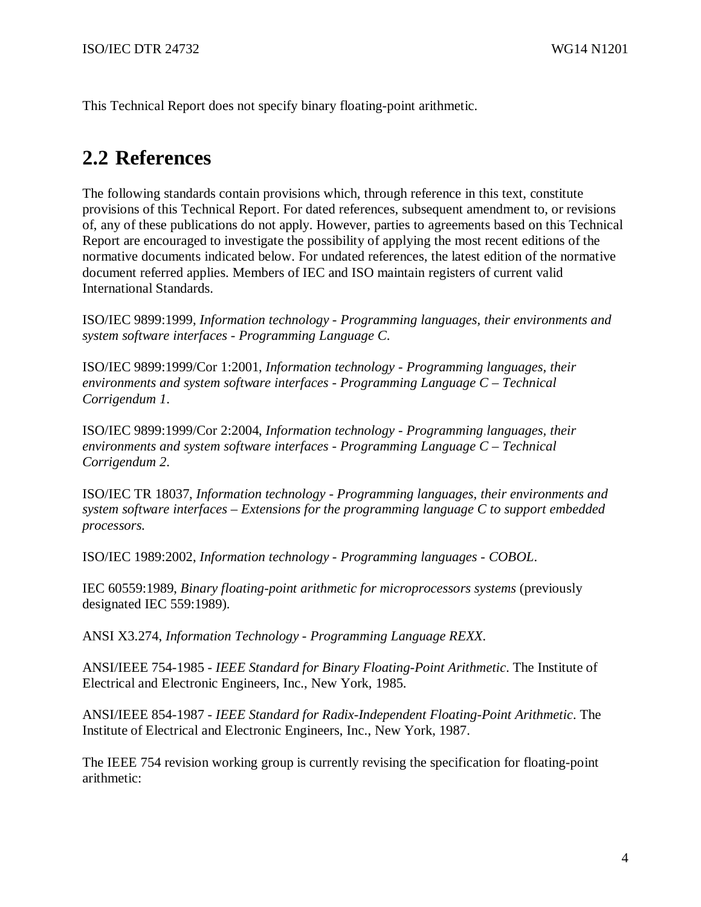This Technical Report does not specify binary floating-point arithmetic.

## 2.2 References

The following standards contain provisions which, through reference in this text, constitute provisions of this Technical Report. For dated references, subsequent amendment to, or revisions of, any of these publications do not apply. However, parties to agreements based on this Technical Report are encouraged to investigate the possibility of applying the most recent editions of the normative documents indicated below. For undated references, the latest edition of the normative document referred applies. Members of IEC and ISO maintain registers of current valid International Standards.

ISO/IEC 9899:1999, *Information technology - Programming languages, their environments and system software interfaces - Programming Language C*.

ISO/IEC 9899:1999/Cor 1:2001, *Information technology - Programming languages, their environments and system software interfaces - Programming Language C – Technical Corrigendum 1*.

ISO/IEC 9899:1999/Cor 2:2004, *Information technology - Programming languages, their environments and system software interfaces - Programming Language C – Technical Corrigendum 2*.

ISO/IEC TR 18037, *Information technology - Programming languages, their environments and system software interfaces – Extensions for the programming language C to support embedded processors.*

ISO/IEC 1989:2002, *Information technology - Programming languages - COBOL*.

IEC 60559:1989, *Binary floating-point arithmetic for microprocessors systems* (previously designated IEC 559:1989).

ANSI X3.274, *Information Technology - Programming Language REXX*.

ANSI/IEEE 754-1985 - *IEEE Standard for Binary Floating-Point Arithmetic*. The Institute of Electrical and Electronic Engineers, Inc., New York, 1985.

ANSI/IEEE 854-1987 - *IEEE Standard for Radix-Independent Floating-Point Arithmetic*. The Institute of Electrical and Electronic Engineers, Inc., New York, 1987.

The IEEE 754 revision working group is currently revising the specification for floating-point arithmetic: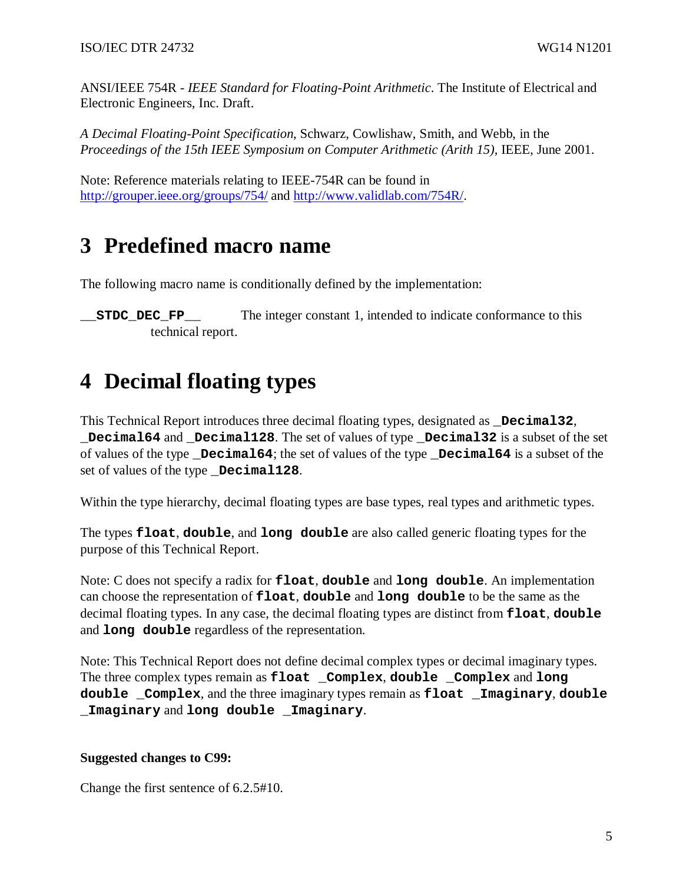ANSI/IEEE 754R - *IEEE Standard for Floating-Point Arithmetic*. The Institute of Electrical and Electronic Engineers, Inc. Draft.

*A Decimal Floating-Point Specification*, Schwarz, Cowlishaw, Smith, and Webb, in the *Proceedings of the 15th IEEE Symposium on Computer Arithmetic (Arith 15)*, IEEE, June 2001.

Note: Reference materials relating to IEEE-754R can be found in [http://grouper.ieee.org/groups/754/](http://grouper.ieee.org/groups/754/) and [http://www.validlab.com/754R/](http://www.validlab.com/754R/).

# 3 Predefined macro name

The following macro name is conditionally defined by the implementation:

**`__STDC_DEC_FP__`** The integer constant 1, intended to indicate conformance to this technical report.

# 4 Decimal floating types

This Technical Report introduces three decimal floating types, designated as **`_Decimal32`**, **`_Decimal64`** and **`_Decimal128`**. The set of values of type **`_Decimal32`** is a subset of the set of values of the type **`_Decimal64`**; the set of values of the type **`_Decimal64`** is a subset of the set of values of the type **`_Decimal128`**.

Within the type hierarchy, decimal floating types are base types, real types and arithmetic types.

The types **`float`**, **`double`**, and **`long double`** are also called generic floating types for the purpose of this Technical Report.

Note: C does not specify a radix for **`float`**, **`double`** and **`long double`**. An implementation can choose the representation of **`float`**, **`double`** and **`long double`** to be the same as the decimal floating types. In any case, the decimal floating types are distinct from **`float`**, **`double`** and **`long double`** regardless of the representation.

Note: This Technical Report does not define decimal complex types or decimal imaginary types. The three complex types remain as **`float _Complex`**, **`double _Complex`** and **`long double _Complex`**, and the three imaginary types remain as **`float _Imaginary`**, **`double _Imaginary`** and **`long double _Imaginary`**.

**Suggested changes to C99:**

Change the first sentence of 6.2.5#10.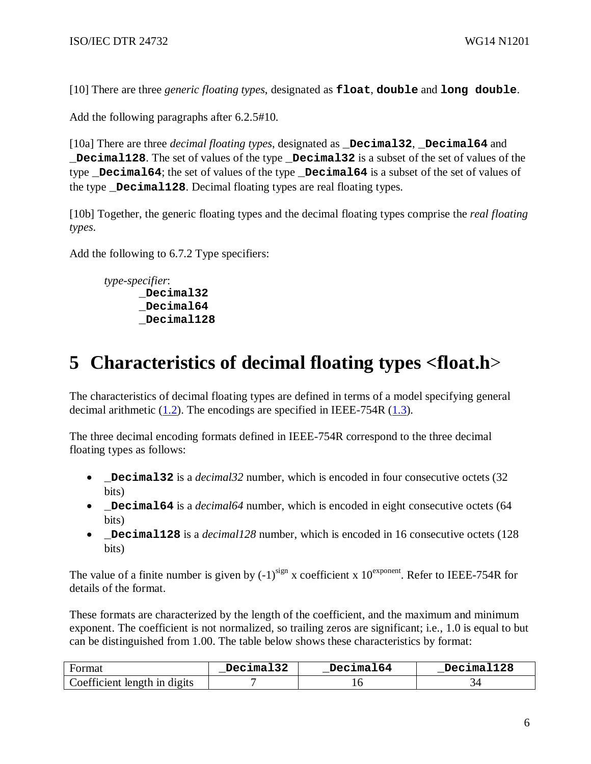[10] There are three *generic floating types*, designated as **`float`**, **`double`** and **`long double`**.

Add the following paragraphs after 6.2.5#10.

[10a] There are three *decimal floating types*, designated as **`_Decimal32`**, **`_Decimal64`** and **`_Decimal128`**. The set of values of the type **`_Decimal32`** is a subset of the set of values of the type **`_Decimal64`**; the set of values of the type **`_Decimal64`** is a subset of the set of values of the type **`_Decimal128`**. Decimal floating types are real floating types.

[10b] Together, the generic floating types and the decimal floating types comprise the *real floating types*.

Add the following to 6.7.2 Type specifiers:

*type-specifier*:

```
_Decimal32
_Decimal64
_Decimal128
```

# 5 Characteristics of decimal floating types <float.h>

The characteristics of decimal floating types are defined in terms of a model specifying general decimal arithmetic (1.2). The encodings are specified in IEEE-754R (1.3).

The three decimal encoding formats defined in IEEE-754R correspond to the three decimal floating types as follows:

- **`_Decimal32`** is a *decimal32* number, which is encoded in four consecutive octets (32 bits)
- **`_Decimal64`** is a *decimal64* number, which is encoded in eight consecutive octets (64 bits)
- **`_Decimal128`** is a *decimal128* number, which is encoded in 16 consecutive octets (128 bits)

The value of a finite number is given by $(-1)^{sign}$ x coefficient x $10^{exponent}$. Refer to IEEE-754R for details of the format.

These formats are characterized by the length of the coefficient, and the maximum and minimum exponent. The coefficient is not normalized, so trailing zeros are significant; i.e., 1.0 is equal to but can be distinguished from 1.00. The table below shows these characteristics by format:

| Format | **`_Decimal32`** | **`_Decimal64`** | **`_Decimal128`** |
|---|---|---|---|
| Coefficient length in digits | 7 | 16 | 34 |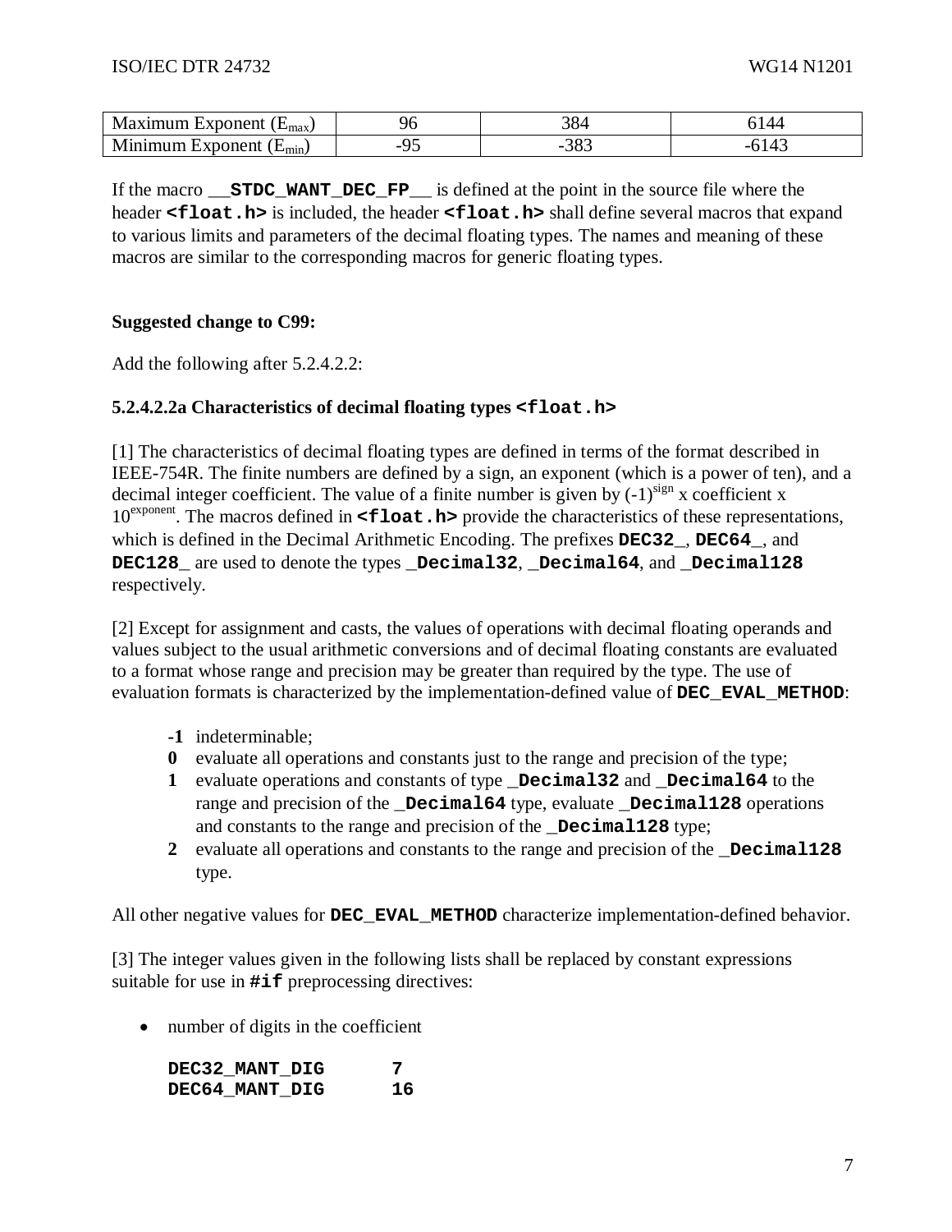| Maximum Exponent ($E_{max}$) | 96 | 384 | 6144 |
|---|---|---|---|
| Minimum Exponent ($E_{min}$) | -95 | -383 | -6143 |

If the macro `__STDC_WANT_DEC_FP__` is defined at the point in the source file where the header **`<float.h>`** is included, the header **`<float.h>`** shall define several macros that expand to various limits and parameters of the decimal floating types. The names and meaning of these macros are similar to the corresponding macros for generic floating types.

**Suggested change to C99:**

Add the following after 5.2.4.2.2:

### 5.2.4.2.2a Characteristics of decimal floating types `<float.h>`

[1] The characteristics of decimal floating types are defined in terms of the format described in IEEE-754R. The finite numbers are defined by a sign, an exponent (which is a power of ten), and a decimal integer coefficient. The value of a finite number is given by $(-1)^{sign}$ x coefficient x $10^{exponent}$. The macros defined in **`<float.h>`** provide the characteristics of these representations, which is defined in the Decimal Arithmetic Encoding. The prefixes **`DEC32_`**, **`DEC64_`**, and **`DEC128_`** are used to denote the types **`_Decimal32`**, **`_Decimal64`**, and **`_Decimal128`** respectively.

[2] Except for assignment and casts, the values of operations with decimal floating operands and values subject to the usual arithmetic conversions and of decimal floating constants are evaluated to a format whose range and precision may be greater than required by the type. The use of evaluation formats is characterized by the implementation-defined value of **`DEC_EVAL_METHOD`**:

- **-1** indeterminable;
- **0** evaluate all operations and constants just to the range and precision of the type;
- **1** evaluate operations and constants of type **`_Decimal32`** and **`_Decimal64`** to the range and precision of the **`_Decimal64`** type, evaluate **`_Decimal128`** operations and constants to the range and precision of the **`_Decimal128`** type;
- **2** evaluate all operations and constants to the range and precision of the **`_Decimal128`** type.

All other negative values for **`DEC_EVAL_METHOD`** characterize implementation-defined behavior.

[3] The integer values given in the following lists shall be replaced by constant expressions suitable for use in **`#if`** preprocessing directives:

- number of digits in the coefficient

```
DEC32_MANT_DIG      7
DEC64_MANT_DIG      16
```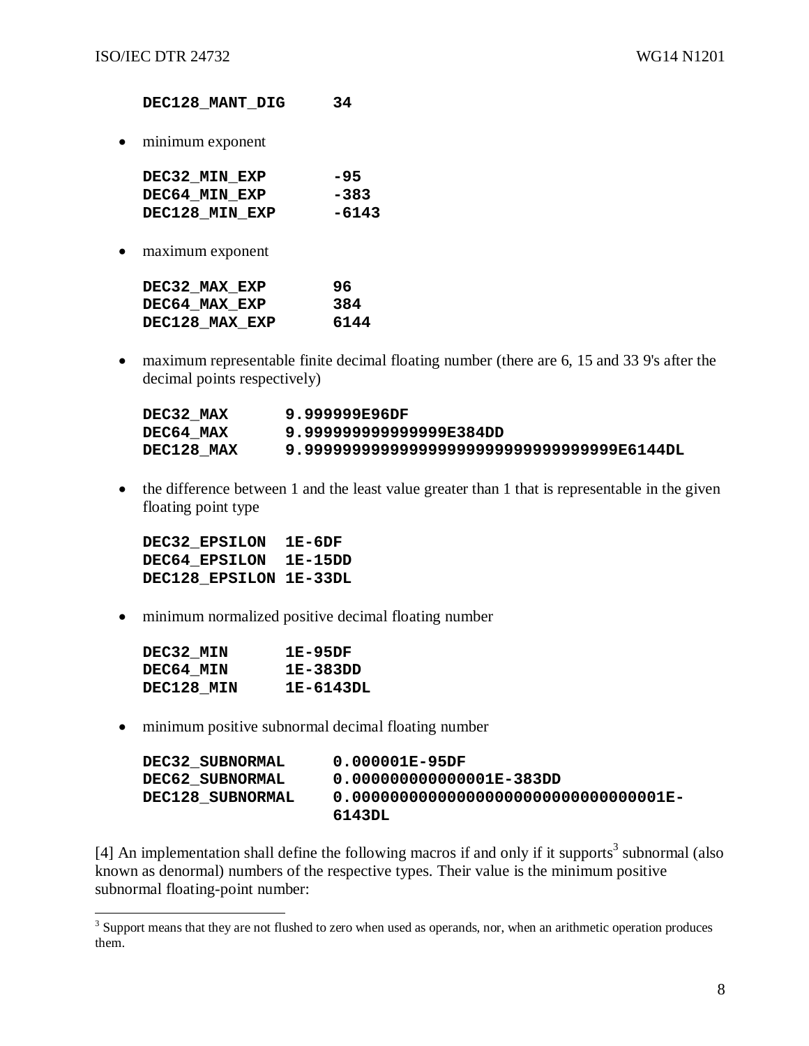```
DEC128_MANT_DIG     34
```

- minimum exponent

```
DEC32_MIN_EXP       -95
DEC64_MIN_EXP       -383
DEC128_MIN_EXP      -6143
```

- maximum exponent

```
DEC32_MAX_EXP       96
DEC64_MAX_EXP       384
DEC128_MAX_EXP      6144
```

- maximum representable finite decimal floating number (there are 6, 15 and 33 9's after the decimal points respectively)

```
DEC32_MAX      9.999999E96DF
DEC64_MAX      9.999999999999999E384DD
DEC128_MAX     9.999999999999999999999999999999999E6144DL
```

- the difference between 1 and the least value greater than 1 that is representable in the given floating point type

```
DEC32_EPSILON  1E-6DF
DEC64_EPSILON  1E-15DD
DEC128_EPSILON 1E-33DL
```

- minimum normalized positive decimal floating number

```
DEC32_MIN      1E-95DF
DEC64_MIN      1E-383DD
DEC128_MIN     1E-6143DL
```

- minimum positive subnormal decimal floating number

```
DEC32_SUBNORMAL     0.000001E-95DF
DEC62_SUBNORMAL     0.000000000000001E-383DD
DEC128_SUBNORMAL    0.000000000000000000000000000000001E-
                    6143DL
```

[4] An implementation shall define the following macros if and only if it supports[3] subnormal (also known as denormal) numbers of the respective types. Their value is the minimum positive subnormal floating-point number:

[3] Support means that they are not flushed to zero when used as operands, nor, when an arithmetic operation produces them.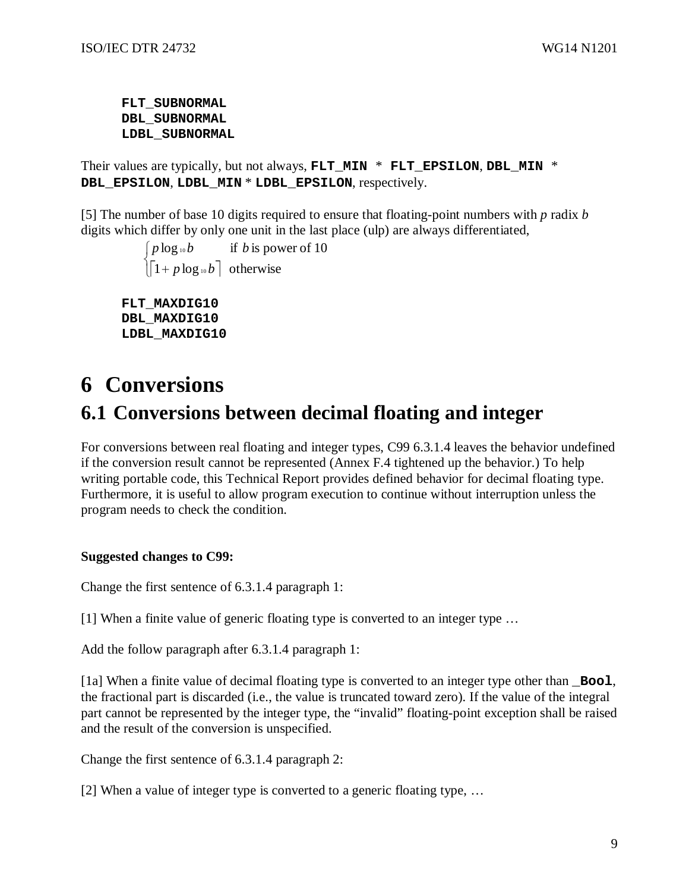```
FLT_SUBNORMAL
DBL_SUBNORMAL
LDBL_SUBNORMAL
```

Their values are typically, but not always, **FLT_MIN** * **FLT_EPSILON**, **DBL_MIN** * **DBL_EPSILON**, **LDBL_MIN** * **LDBL_EPSILON**, respectively.

[5] The number of base 10 digits required to ensure that floating-point numbers with *p* radix *b* digits which differ by only one unit in the last place (ulp) are always differentiated,

$$\begin{cases} p \log_{10} b & \text{if } b \text{ is power of 10} \\ \lceil 1 + p \log_{10} b \rceil & \text{otherwise} \end{cases}$$

```
FLT_MAXDIG10
DBL_MAXDIG10
LDBL_MAXDIG10
```

# 6 Conversions

## 6.1 Conversions between decimal floating and integer

For conversions between real floating and integer types, C99 6.3.1.4 leaves the behavior undefined if the conversion result cannot be represented (Annex F.4 tightened up the behavior.) To help writing portable code, this Technical Report provides defined behavior for decimal floating type. Furthermore, it is useful to allow program execution to continue without interruption unless the program needs to check the condition.

**Suggested changes to C99:**

Change the first sentence of 6.3.1.4 paragraph 1:

[1] When a finite value of generic floating type is converted to an integer type …

Add the follow paragraph after 6.3.1.4 paragraph 1:

[1a] When a finite value of decimal floating type is converted to an integer type other than **_Bool**, the fractional part is discarded (i.e., the value is truncated toward zero). If the value of the integral part cannot be represented by the integer type, the "invalid" floating-point exception shall be raised and the result of the conversion is unspecified.

Change the first sentence of 6.3.1.4 paragraph 2:

[2] When a value of integer type is converted to a generic floating type, …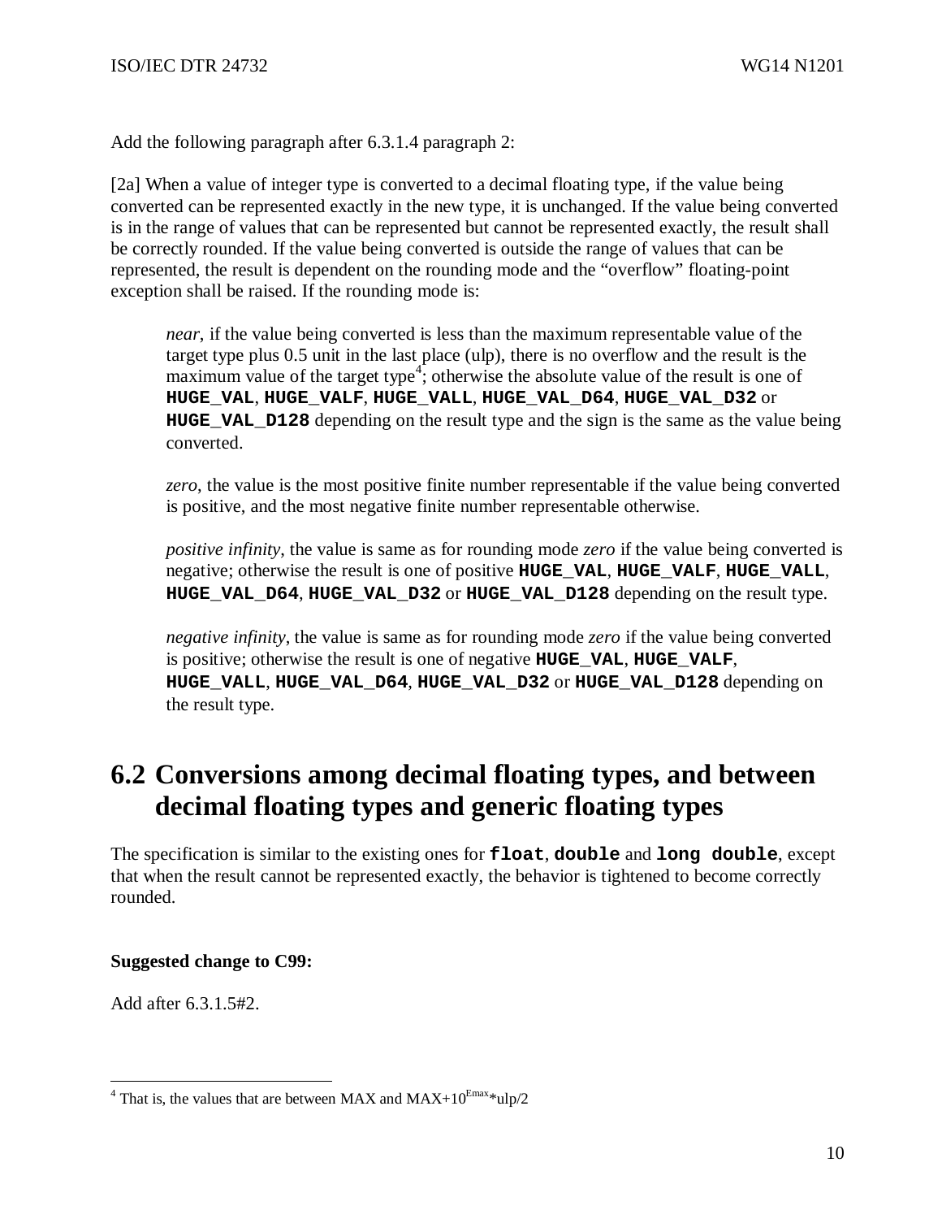Add the following paragraph after 6.3.1.4 paragraph 2:

[2a] When a value of integer type is converted to a decimal floating type, if the value being converted can be represented exactly in the new type, it is unchanged. If the value being converted is in the range of values that can be represented but cannot be represented exactly, the result shall be correctly rounded. If the value being converted is outside the range of values that can be represented, the result is dependent on the rounding mode and the “overflow” floating-point exception shall be raised. If the rounding mode is:

> *near*, if the value being converted is less than the maximum representable value of the target type plus 0.5 unit in the last place (ulp), there is no overflow and the result is the maximum value of the target type[4]; otherwise the absolute value of the result is one of **`HUGE_VAL`**, **`HUGE_VALF`**, **`HUGE_VALL`**, **`HUGE_VAL_D64`**, **`HUGE_VAL_D32`** or **`HUGE_VAL_D128`** depending on the result type and the sign is the same as the value being converted.
>
> *zero*, the value is the most positive finite number representable if the value being converted is positive, and the most negative finite number representable otherwise.
>
> *positive infinity*, the value is same as for rounding mode *zero* if the value being converted is negative; otherwise the result is one of positive **`HUGE_VAL`**, **`HUGE_VALF`**, **`HUGE_VALL`**, **`HUGE_VAL_D64`**, **`HUGE_VAL_D32`** or **`HUGE_VAL_D128`** depending on the result type.
>
> *negative infinity*, the value is same as for rounding mode *zero* if the value being converted is positive; otherwise the result is one of negative **`HUGE_VAL`**, **`HUGE_VALF`**, **`HUGE_VALL`**, **`HUGE_VAL_D64`**, **`HUGE_VAL_D32`** or **`HUGE_VAL_D128`** depending on the result type.

## 6.2 Conversions among decimal floating types, and between decimal floating types and generic floating types

The specification is similar to the existing ones for **`float`**, **`double`** and **`long double`**, except that when the result cannot be represented exactly, the behavior is tightened to become correctly rounded.

**Suggested change to C99:**

Add after 6.3.1.5#2.

---

[4] That is, the values that are between MAX and MAX+$10^{Emax}$*ulp/2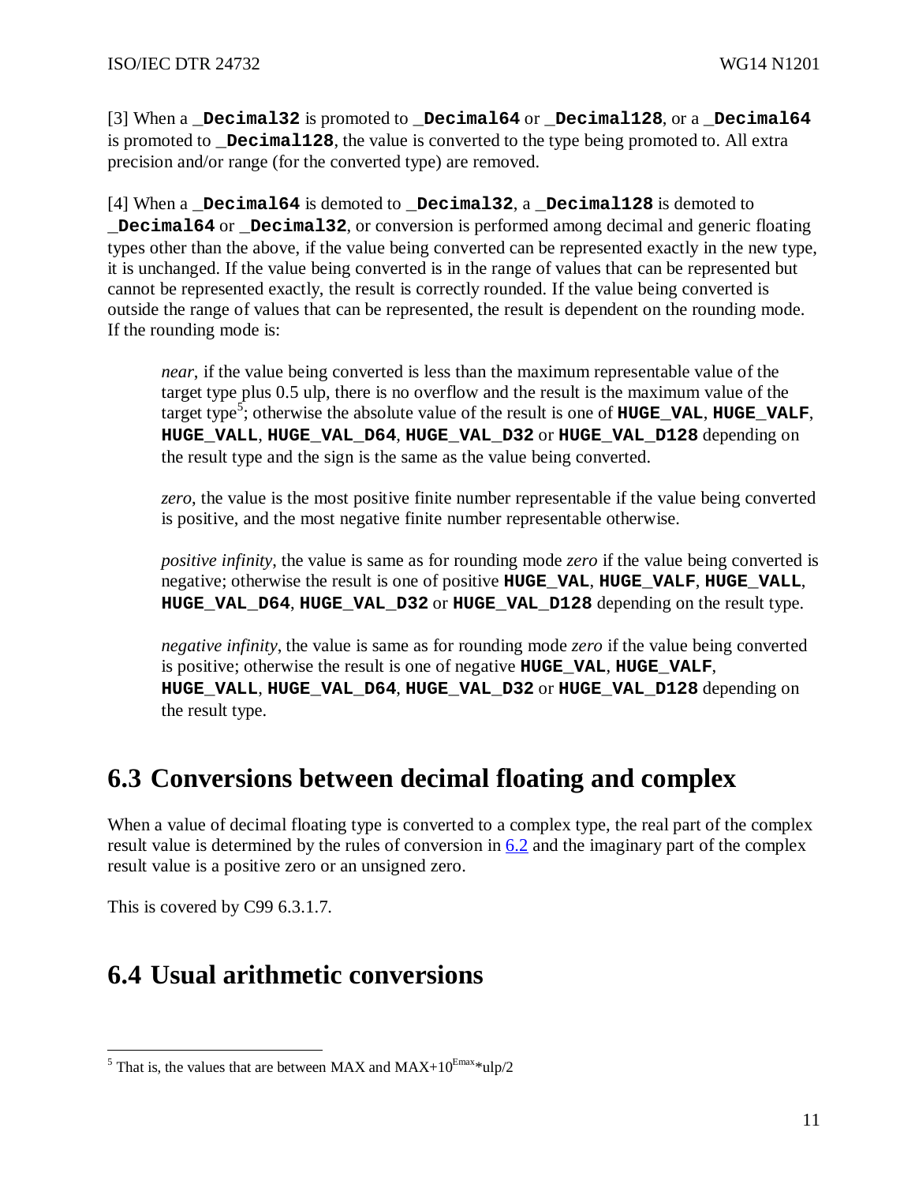[3] When a **`_Decimal32`** is promoted to **`_Decimal64`** or **`_Decimal128`**, or a **`_Decimal64`** is promoted to **`_Decimal128`**, the value is converted to the type being promoted to. All extra precision and/or range (for the converted type) are removed.

[4] When a **`_Decimal64`** is demoted to **`_Decimal32`**, a **`_Decimal128`** is demoted to **`_Decimal64`** or **`_Decimal32`**, or conversion is performed among decimal and generic floating types other than the above, if the value being converted can be represented exactly in the new type, it is unchanged. If the value being converted is in the range of values that can be represented but cannot be represented exactly, the result is correctly rounded. If the value being converted is outside the range of values that can be represented, the result is dependent on the rounding mode. If the rounding mode is:

> *near*, if the value being converted is less than the maximum representable value of the target type plus 0.5 ulp, there is no overflow and the result is the maximum value of the target type[5]; otherwise the absolute value of the result is one of **`HUGE_VAL`**, **`HUGE_VALF`**, **`HUGE_VALL`**, **`HUGE_VAL_D64`**, **`HUGE_VAL_D32`** or **`HUGE_VAL_D128`** depending on the result type and the sign is the same as the value being converted.
>
> *zero*, the value is the most positive finite number representable if the value being converted is positive, and the most negative finite number representable otherwise.
>
> *positive infinity*, the value is same as for rounding mode *zero* if the value being converted is negative; otherwise the result is one of positive **`HUGE_VAL`**, **`HUGE_VALF`**, **`HUGE_VALL`**, **`HUGE_VAL_D64`**, **`HUGE_VAL_D32`** or **`HUGE_VAL_D128`** depending on the result type.
>
> *negative infinity*, the value is same as for rounding mode *zero* if the value being converted is positive; otherwise the result is one of negative **`HUGE_VAL`**, **`HUGE_VALF`**, **`HUGE_VALL`**, **`HUGE_VAL_D64`**, **`HUGE_VAL_D32`** or **`HUGE_VAL_D128`** depending on the result type.

## 6.3 Conversions between decimal floating and complex

When a value of decimal floating type is converted to a complex type, the real part of the complex result value is determined by the rules of conversion in 6.2 and the imaginary part of the complex result value is a positive zero or an unsigned zero.

This is covered by C99 6.3.1.7.

## 6.4 Usual arithmetic conversions

---

[5] That is, the values that are between MAX and MAX+$10^{Emax}$*ulp/2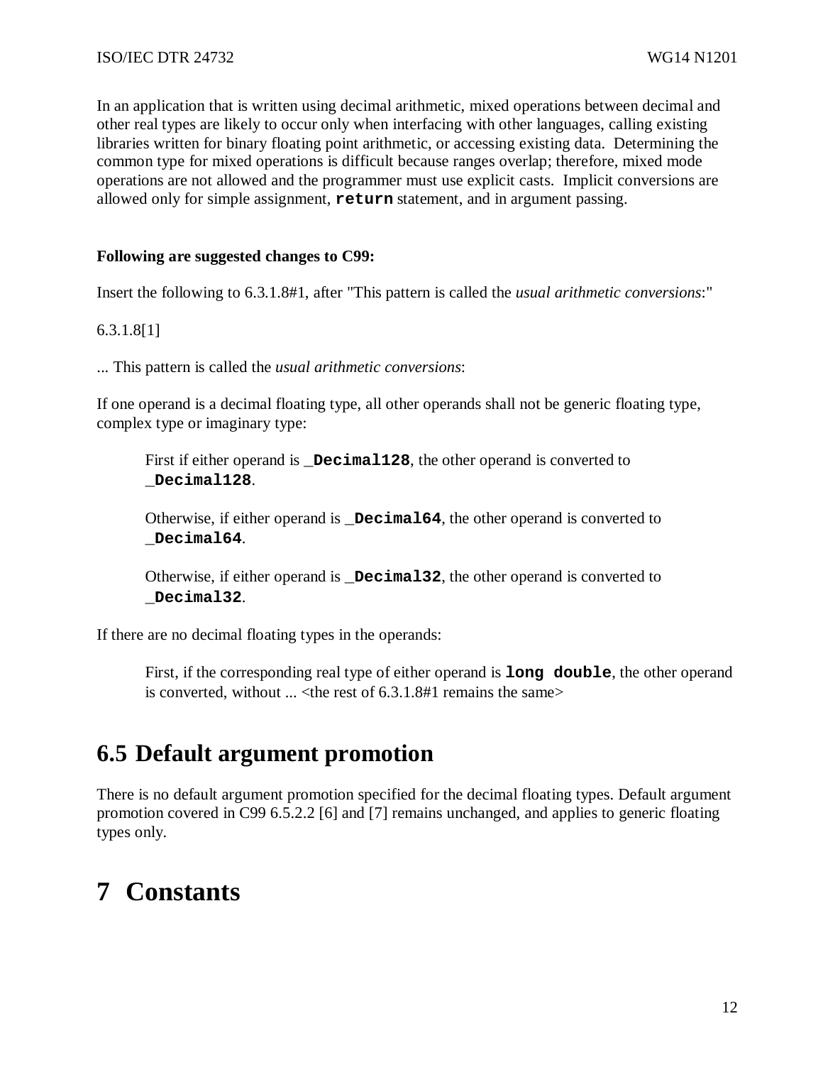In an application that is written using decimal arithmetic, mixed operations between decimal and other real types are likely to occur only when interfacing with other languages, calling existing libraries written for binary floating point arithmetic, or accessing existing data. Determining the common type for mixed operations is difficult because ranges overlap; therefore, mixed mode operations are not allowed and the programmer must use explicit casts. Implicit conversions are allowed only for simple assignment, **`return`** statement, and in argument passing.

**Following are suggested changes to C99:**

Insert the following to 6.3.1.8#1, after "This pattern is called the *usual arithmetic conversions*:"

6.3.1.8[1]

... This pattern is called the *usual arithmetic conversions*:

If one operand is a decimal floating type, all other operands shall not be generic floating type, complex type or imaginary type:

> First if either operand is **`_Decimal128`**, the other operand is converted to **`_Decimal128`**.
>
> Otherwise, if either operand is **`_Decimal64`**, the other operand is converted to **`_Decimal64`**.
>
> Otherwise, if either operand is **`_Decimal32`**, the other operand is converted to **`_Decimal32`**.

If there are no decimal floating types in the operands:

> First, if the corresponding real type of either operand is **`long double`**, the other operand is converted, without ... <the rest of 6.3.1.8#1 remains the same>

## 6.5 Default argument promotion

There is no default argument promotion specified for the decimal floating types. Default argument promotion covered in C99 6.5.2.2 [6] and [7] remains unchanged, and applies to generic floating types only.

# 7 Constants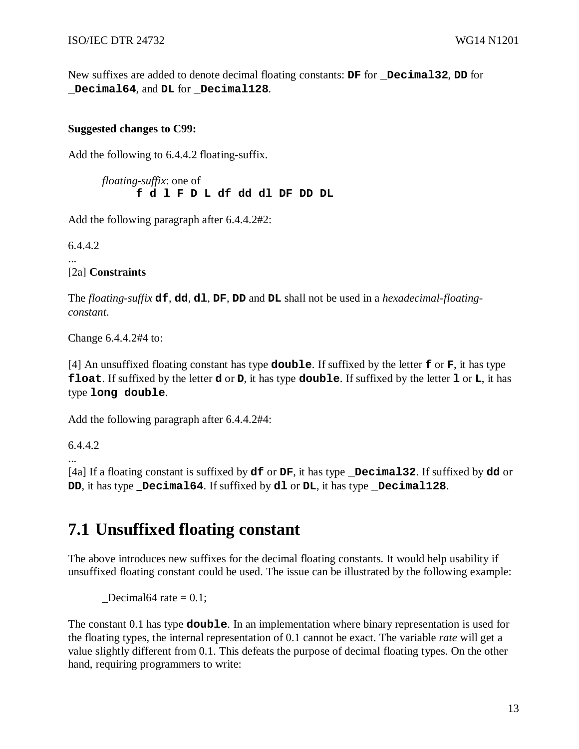New suffixes are added to denote decimal floating constants: **`DF`** for **`_Decimal32`**, **`DD`** for **`_Decimal64`**, and **`DL`** for **`_Decimal128`**.

**Suggested changes to C99:**

Add the following to 6.4.4.2 floating-suffix.

> *floating-suffix*: one of
> ```
> f d l F D L df dd dl DF DD DL
> ```

Add the following paragraph after 6.4.4.2#2:

6.4.4.2

...

[2a] **Constraints**

The *floating-suffix* **`df`**, **`dd`**, **`dl`**, **`DF`**, **`DD`** and **`DL`** shall not be used in a *hexadecimal-floating-constant*.

Change 6.4.4.2#4 to:

[4] An unsuffixed floating constant has type **`double`**. If suffixed by the letter **`f`** or **`F`**, it has type **`float`**. If suffixed by the letter **`d`** or **`D`**, it has type **`double`**. If suffixed by the letter **`l`** or **`L`**, it has type **`long double`**.

Add the following paragraph after 6.4.4.2#4:

6.4.4.2

...

[4a] If a floating constant is suffixed by **`df`** or **`DF`**, it has type **`_Decimal32`**. If suffixed by **`dd`** or **`DD`**, it has type **`_Decimal64`**. If suffixed by **`dl`** or **`DL`**, it has type **`_Decimal128`**.

# 7.1 Unsuffixed floating constant

The above introduces new suffixes for the decimal floating constants. It would help usability if unsuffixed floating constant could be used. The issue can be illustrated by the following example:

```
_Decimal64 rate = 0.1;
```

The constant 0.1 has type **`double`**. In an implementation where binary representation is used for the floating types, the internal representation of 0.1 cannot be exact. The variable *rate* will get a value slightly different from 0.1. This defeats the purpose of decimal floating types. On the other hand, requiring programmers to write: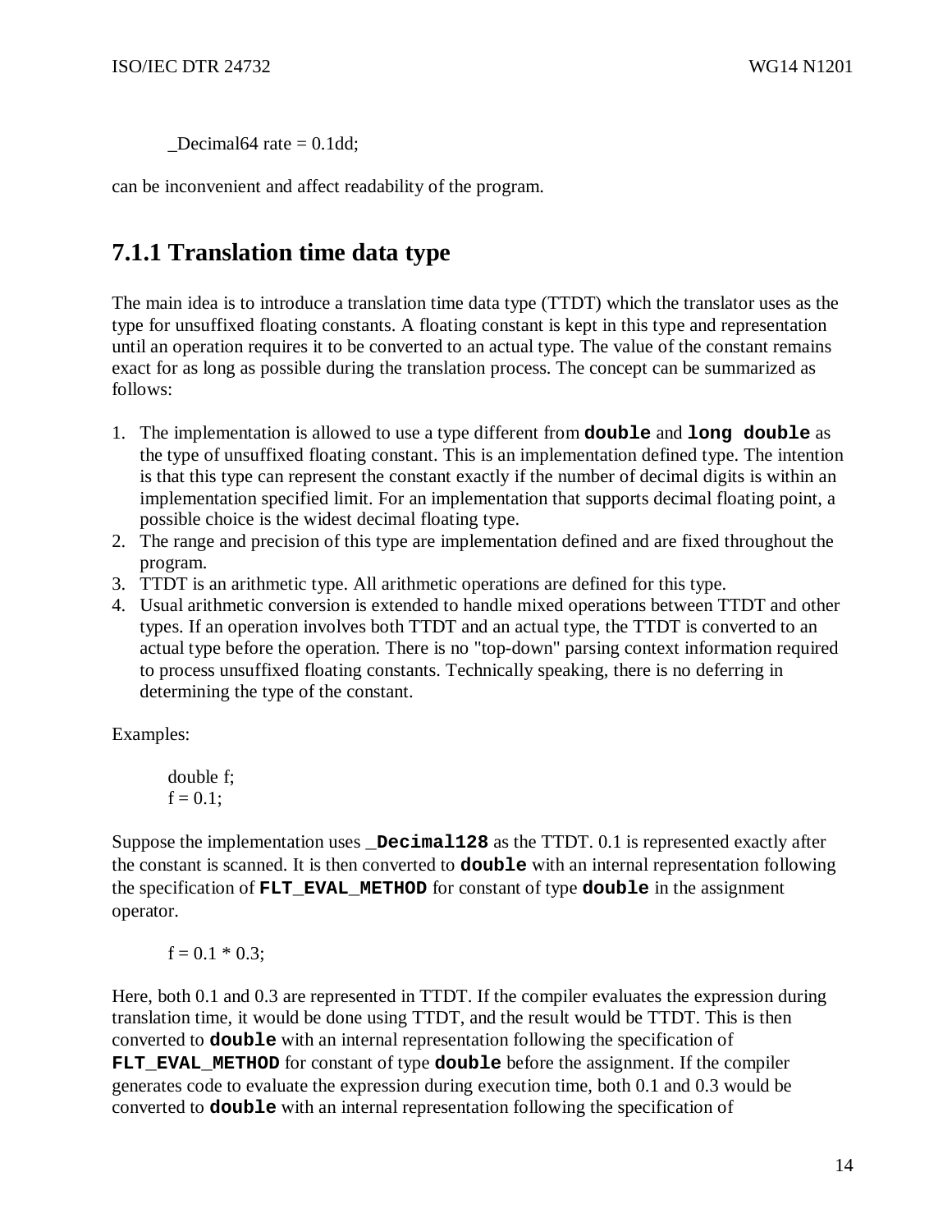```
_Decimal64 rate = 0.1dd;
```

can be inconvenient and affect readability of the program.

## 7.1.1 Translation time data type

The main idea is to introduce a translation time data type (TTDT) which the translator uses as the type for unsuffixed floating constants. A floating constant is kept in this type and representation until an operation requires it to be converted to an actual type. The value of the constant remains exact for as long as possible during the translation process. The concept can be summarized as follows:

1. The implementation is allowed to use a type different from **`double`** and **`long double`** as the type of unsuffixed floating constant. This is an implementation defined type. The intention is that this type can represent the constant exactly if the number of decimal digits is within an implementation specified limit. For an implementation that supports decimal floating point, a possible choice is the widest decimal floating type.
2. The range and precision of this type are implementation defined and are fixed throughout the program.
3. TTDT is an arithmetic type. All arithmetic operations are defined for this type.
4. Usual arithmetic conversion is extended to handle mixed operations between TTDT and other types. If an operation involves both TTDT and an actual type, the TTDT is converted to an actual type before the operation. There is no "top-down" parsing context information required to process unsuffixed floating constants. Technically speaking, there is no deferring in determining the type of the constant.

Examples:

```
double f;
f = 0.1;
```

Suppose the implementation uses **`_Decimal128`** as the TTDT. 0.1 is represented exactly after the constant is scanned. It is then converted to **`double`** with an internal representation following the specification of **`FLT_EVAL_METHOD`** for constant of type **`double`** in the assignment operator.

```
f = 0.1 * 0.3;
```

Here, both 0.1 and 0.3 are represented in TTDT. If the compiler evaluates the expression during translation time, it would be done using TTDT, and the result would be TTDT. This is then converted to **`double`** with an internal representation following the specification of **`FLT_EVAL_METHOD`** for constant of type **`double`** before the assignment. If the compiler generates code to evaluate the expression during execution time, both 0.1 and 0.3 would be converted to **`double`** with an internal representation following the specification of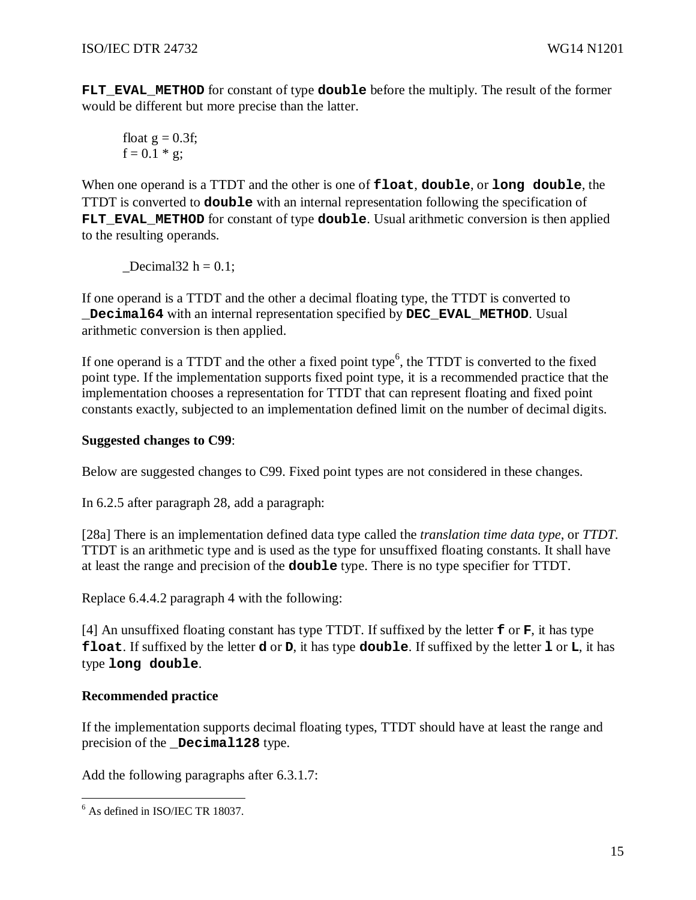**FLT_EVAL_METHOD** for constant of type **double** before the multiply. The result of the former would be different but more precise than the latter.

```
float g = 0.3f;
f = 0.1 * g;
```

When one operand is a TTDT and the other is one of **float**, **double**, or **long double**, the TTDT is converted to **double** with an internal representation following the specification of **FLT_EVAL_METHOD** for constant of type **double**. Usual arithmetic conversion is then applied to the resulting operands.

```
_Decimal32 h = 0.1;
```

If one operand is a TTDT and the other a decimal floating type, the TTDT is converted to **_Decimal64** with an internal representation specified by **DEC_EVAL_METHOD**. Usual arithmetic conversion is then applied.

If one operand is a TTDT and the other a fixed point type[6], the TTDT is converted to the fixed point type. If the implementation supports fixed point type, it is a recommended practice that the implementation chooses a representation for TTDT that can represent floating and fixed point constants exactly, subjected to an implementation defined limit on the number of decimal digits.

**Suggested changes to C99**:

Below are suggested changes to C99. Fixed point types are not considered in these changes.

In 6.2.5 after paragraph 28, add a paragraph:

[28a] There is an implementation defined data type called the *translation time data type*, or *TTDT*. TTDT is an arithmetic type and is used as the type for unsuffixed floating constants. It shall have at least the range and precision of the **double** type. There is no type specifier for TTDT.

Replace 6.4.4.2 paragraph 4 with the following:

[4] An unsuffixed floating constant has type TTDT. If suffixed by the letter **f** or **F**, it has type **float**. If suffixed by the letter **d** or **D**, it has type **double**. If suffixed by the letter **l** or **L**, it has type **long double**.

**Recommended practice**

If the implementation supports decimal floating types, TTDT should have at least the range and precision of the **_Decimal128** type.

Add the following paragraphs after 6.3.1.7:

[6] As defined in ISO/IEC TR 18037.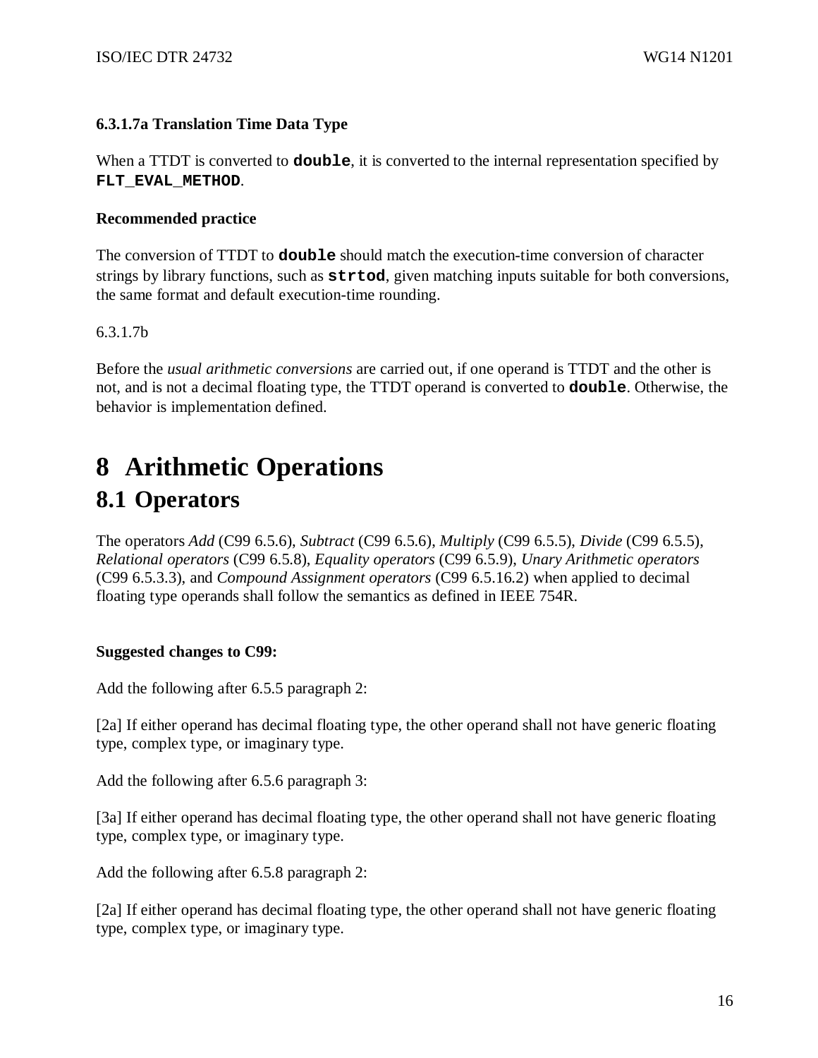**6.3.1.7a Translation Time Data Type**

When a TTDT is converted to **`double`**, it is converted to the internal representation specified by **`FLT_EVAL_METHOD`**.

**Recommended practice**

The conversion of TTDT to **`double`** should match the execution-time conversion of character strings by library functions, such as **`strtod`**, given matching inputs suitable for both conversions, the same format and default execution-time rounding.

6.3.1.7b

Before the *usual arithmetic conversions* are carried out, if one operand is TTDT and the other is not, and is not a decimal floating type, the TTDT operand is converted to **`double`**. Otherwise, the behavior is implementation defined.

# 8 Arithmetic Operations

## 8.1 Operators

The operators *Add* (C99 6.5.6), *Subtract* (C99 6.5.6), *Multiply* (C99 6.5.5), *Divide* (C99 6.5.5), *Relational operators* (C99 6.5.8), *Equality operators* (C99 6.5.9), *Unary Arithmetic operators* (C99 6.5.3.3), and *Compound Assignment operators* (C99 6.5.16.2) when applied to decimal floating type operands shall follow the semantics as defined in IEEE 754R.

**Suggested changes to C99:**

Add the following after 6.5.5 paragraph 2:

[2a] If either operand has decimal floating type, the other operand shall not have generic floating type, complex type, or imaginary type.

Add the following after 6.5.6 paragraph 3:

[3a] If either operand has decimal floating type, the other operand shall not have generic floating type, complex type, or imaginary type.

Add the following after 6.5.8 paragraph 2:

[2a] If either operand has decimal floating type, the other operand shall not have generic floating type, complex type, or imaginary type.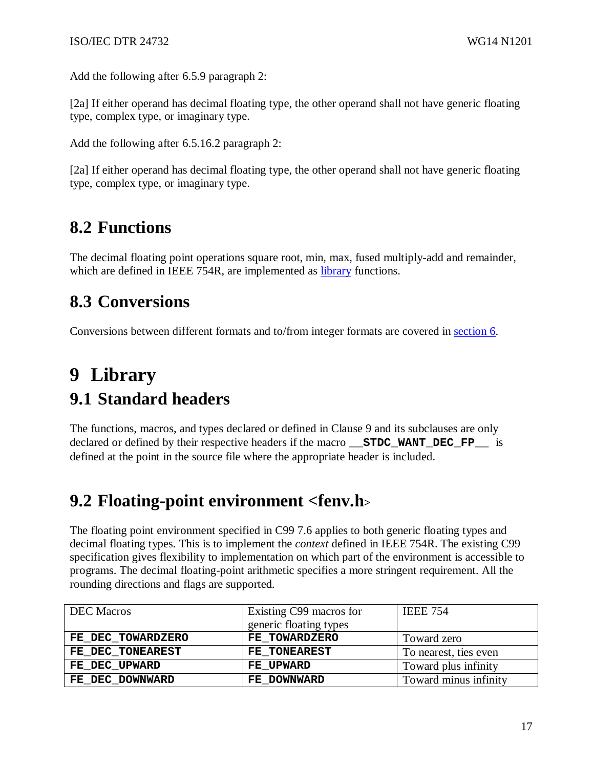Add the following after 6.5.9 paragraph 2:

[2a] If either operand has decimal floating type, the other operand shall not have generic floating type, complex type, or imaginary type.

Add the following after 6.5.16.2 paragraph 2:

[2a] If either operand has decimal floating type, the other operand shall not have generic floating type, complex type, or imaginary type.

## 8.2 Functions

The decimal floating point operations square root, min, max, fused multiply-add and remainder, which are defined in IEEE 754R, are implemented as library functions.

## 8.3 Conversions

Conversions between different formats and to/from integer formats are covered in section 6.

# 9 Library

## 9.1 Standard headers

The functions, macros, and types declared or defined in Clause 9 and its subclauses are only declared or defined by their respective headers if the macro **__STDC_WANT_DEC_FP__** is defined at the point in the source file where the appropriate header is included.

## 9.2 Floating-point environment <fenv.h>

The floating point environment specified in C99 7.6 applies to both generic floating types and decimal floating types. This is to implement the *context* defined in IEEE 754R. The existing C99 specification gives flexibility to implementation on which part of the environment is accessible to programs. The decimal floating-point arithmetic specifies a more stringent requirement. All the rounding directions and flags are supported.

| DEC Macros | Existing C99 macros for generic floating types | IEEE 754 |
|---|---|---|
| **FE_DEC_TOWARDZERO** | **FE_TOWARDZERO** | Toward zero |
| **FE_DEC_TONEAREST** | **FE_TONEAREST** | To nearest, ties even |
| **FE_DEC_UPWARD** | **FE_UPWARD** | Toward plus infinity |
| **FE_DEC_DOWNWARD** | **FE_DOWNWARD** | Toward minus infinity |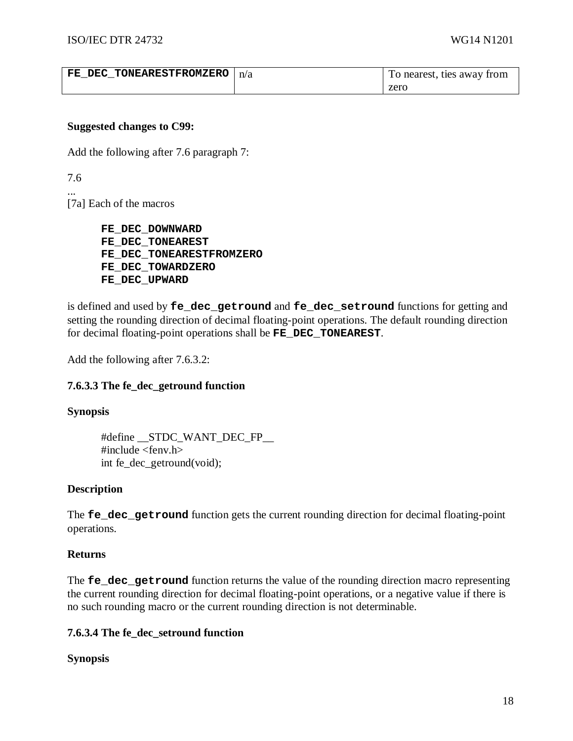| **FE_DEC_TONEARESTFROMZERO** | n/a | To nearest, ties away from zero |
|---|---|---|

**Suggested changes to C99:**

Add the following after 7.6 paragraph 7:

7.6

...

[7a] Each of the macros

```
FE_DEC_DOWNWARD
FE_DEC_TONEAREST
FE_DEC_TONEARESTFROMZERO
FE_DEC_TOWARDZERO
FE_DEC_UPWARD
```

is defined and used by **fe_dec_getround** and **fe_dec_setround** functions for getting and setting the rounding direction of decimal floating-point operations. The default rounding direction for decimal floating-point operations shall be **FE_DEC_TONEAREST**.

Add the following after 7.6.3.2:

**7.6.3.3 The fe_dec_getround function**

**Synopsis**

```
#define __STDC_WANT_DEC_FP__
#include <fenv.h>
int fe_dec_getround(void);
```

**Description**

The **fe_dec_getround** function gets the current rounding direction for decimal floating-point operations.

**Returns**

The **fe_dec_getround** function returns the value of the rounding direction macro representing the current rounding direction for decimal floating-point operations, or a negative value if there is no such rounding macro or the current rounding direction is not determinable.

**7.6.3.4 The fe_dec_setround function**

**Synopsis**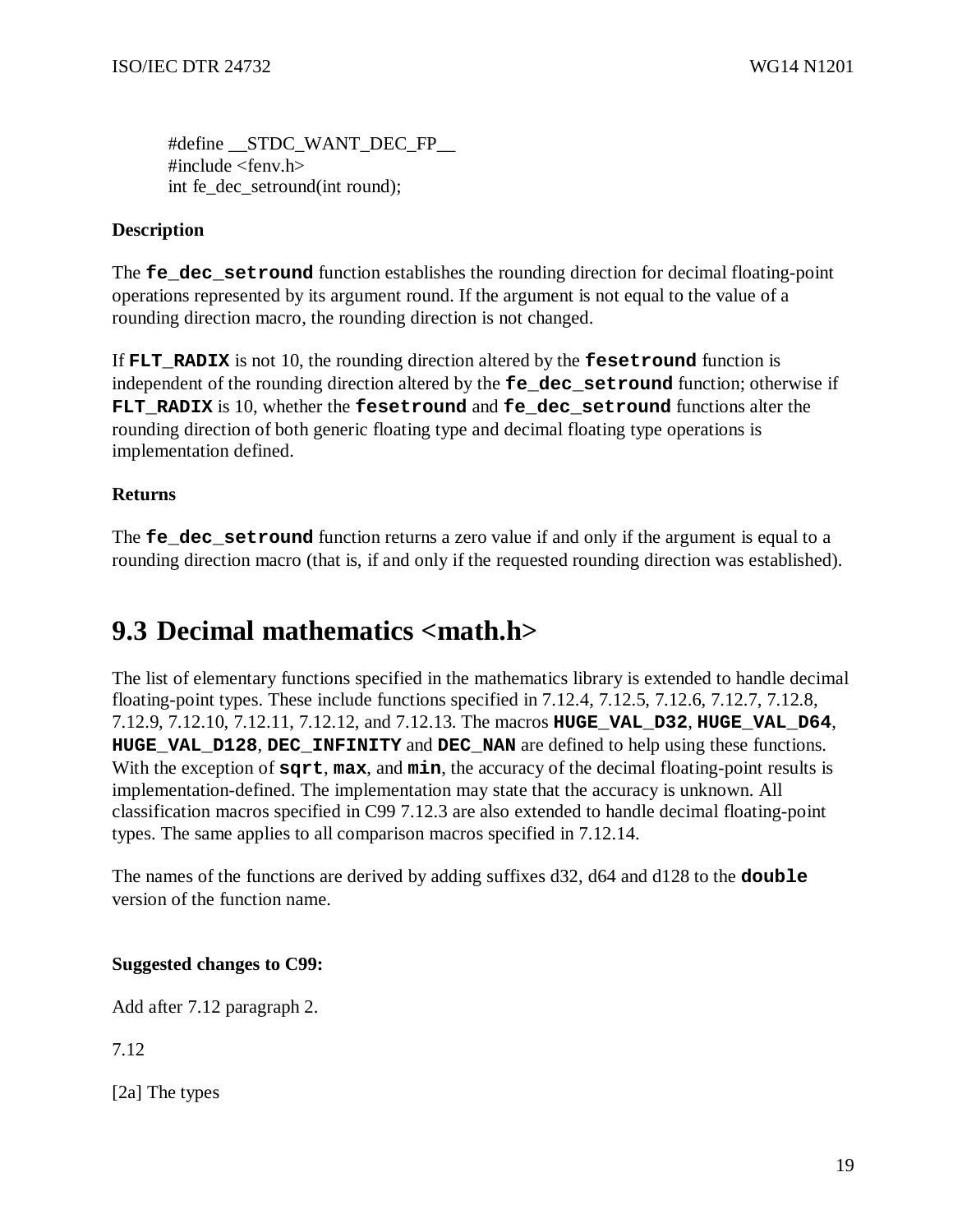```
#define __STDC_WANT_DEC_FP__
#include <fenv.h>
int fe_dec_setround(int round);
```

**Description**

The **`fe_dec_setround`** function establishes the rounding direction for decimal floating-point operations represented by its argument round. If the argument is not equal to the value of a rounding direction macro, the rounding direction is not changed.

If **`FLT_RADIX`** is not 10, the rounding direction altered by the **`fesetround`** function is independent of the rounding direction altered by the **`fe_dec_setround`** function; otherwise if **`FLT_RADIX`** is 10, whether the **`fesetround`** and **`fe_dec_setround`** functions alter the rounding direction of both generic floating type and decimal floating type operations is implementation defined.

**Returns**

The **`fe_dec_setround`** function returns a zero value if and only if the argument is equal to a rounding direction macro (that is, if and only if the requested rounding direction was established).

# 9.3 Decimal mathematics <math.h>

The list of elementary functions specified in the mathematics library is extended to handle decimal floating-point types. These include functions specified in 7.12.4, 7.12.5, 7.12.6, 7.12.7, 7.12.8, 7.12.9, 7.12.10, 7.12.11, 7.12.12, and 7.12.13. The macros **`HUGE_VAL_D32`**, **`HUGE_VAL_D64`**, **`HUGE_VAL_D128`**, **`DEC_INFINITY`** and **`DEC_NAN`** are defined to help using these functions. With the exception of **`sqrt`**, **`max`**, and **`min`**, the accuracy of the decimal floating-point results is implementation-defined. The implementation may state that the accuracy is unknown. All classification macros specified in C99 7.12.3 are also extended to handle decimal floating-point types. The same applies to all comparison macros specified in 7.12.14.

The names of the functions are derived by adding suffixes d32, d64 and d128 to the **`double`** version of the function name.

**Suggested changes to C99:**

Add after 7.12 paragraph 2.

7.12

[2a] The types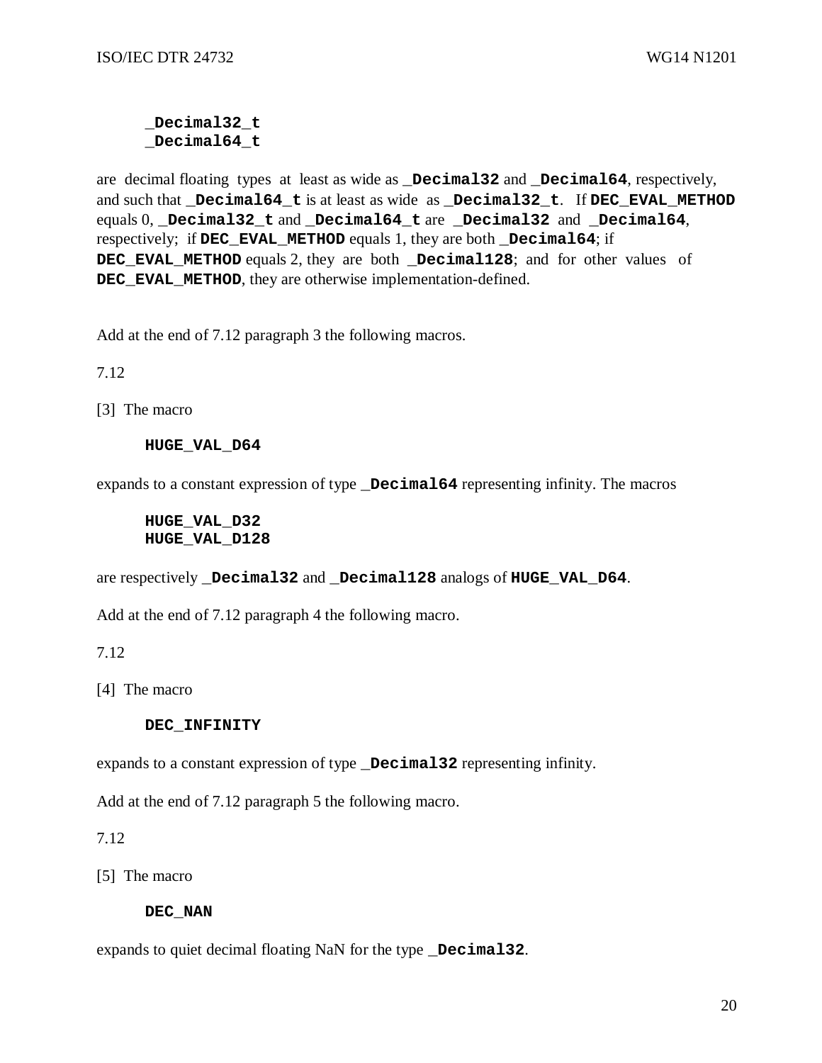```
_Decimal32_t
_Decimal64_t
```

are decimal floating types at least as wide as **`_Decimal32`** and **`_Decimal64`**, respectively, and such that **`_Decimal64_t`** is at least as wide as **`_Decimal32_t`**. If **`DEC_EVAL_METHOD`** equals 0, **`_Decimal32_t`** and **`_Decimal64_t`** are **`_Decimal32`** and **`_Decimal64`**, respectively; if **`DEC_EVAL_METHOD`** equals 1, they are both **`_Decimal64`**; if **`DEC_EVAL_METHOD`** equals 2, they are both **`_Decimal128`**; and for other values of **`DEC_EVAL_METHOD`**, they are otherwise implementation-defined.

Add at the end of 7.12 paragraph 3 the following macros.

7.12

[3] The macro

```
HUGE_VAL_D64
```

expands to a constant expression of type **`_Decimal64`** representing infinity. The macros

```
HUGE_VAL_D32
HUGE_VAL_D128
```

are respectively **`_Decimal32`** and **`_Decimal128`** analogs of **`HUGE_VAL_D64`**.

Add at the end of 7.12 paragraph 4 the following macro.

7.12

[4] The macro

```
DEC_INFINITY
```

expands to a constant expression of type **`_Decimal32`** representing infinity.

Add at the end of 7.12 paragraph 5 the following macro.

7.12

[5] The macro

```
DEC_NAN
```

expands to quiet decimal floating NaN for the type **`_Decimal32`**.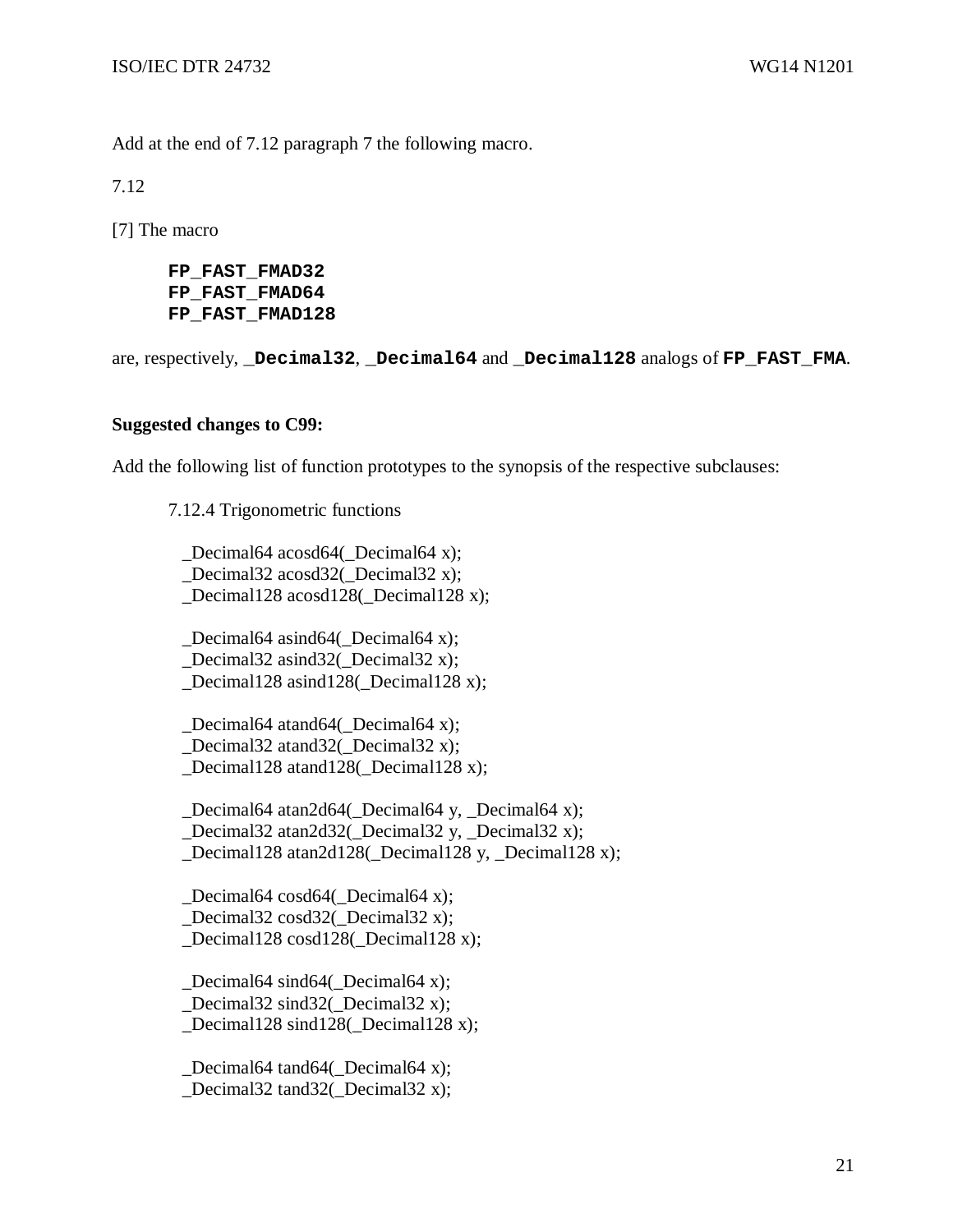Add at the end of 7.12 paragraph 7 the following macro.

7.12

[7] The macro

```
FP_FAST_FMAD32
FP_FAST_FMAD64
FP_FAST_FMAD128
```

are, respectively, **`_Decimal32`**, **`_Decimal64`** and **`_Decimal128`** analogs of **`FP_FAST_FMA`**.

**Suggested changes to C99:**

Add the following list of function prototypes to the synopsis of the respective subclauses:

7.12.4 Trigonometric functions

```
_Decimal64 acosd64(_Decimal64 x);
_Decimal32 acosd32(_Decimal32 x);
_Decimal128 acosd128(_Decimal128 x);

_Decimal64 asind64(_Decimal64 x);
_Decimal32 asind32(_Decimal32 x);
_Decimal128 asind128(_Decimal128 x);

_Decimal64 atand64(_Decimal64 x);
_Decimal32 atand32(_Decimal32 x);
_Decimal128 atand128(_Decimal128 x);

_Decimal64 atan2d64(_Decimal64 y, _Decimal64 x);
_Decimal32 atan2d32(_Decimal32 y, _Decimal32 x);
_Decimal128 atan2d128(_Decimal128 y, _Decimal128 x);

_Decimal64 cosd64(_Decimal64 x);
_Decimal32 cosd32(_Decimal32 x);
_Decimal128 cosd128(_Decimal128 x);

_Decimal64 sind64(_Decimal64 x);
_Decimal32 sind32(_Decimal32 x);
_Decimal128 sind128(_Decimal128 x);

_Decimal64 tand64(_Decimal64 x);
_Decimal32 tand32(_Decimal32 x);
```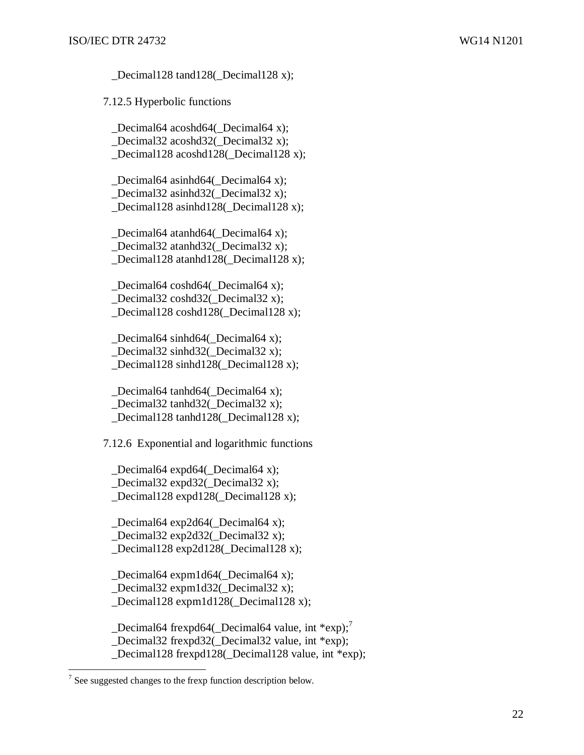_Decimal128 tand128(_Decimal128 x);

7.12.5 Hyperbolic functions

_Decimal64 acoshd64(_Decimal64 x);
_Decimal32 acoshd32(_Decimal32 x);
_Decimal128 acoshd128(_Decimal128 x);

_Decimal64 asinhd64(_Decimal64 x);
_Decimal32 asinhd32(_Decimal32 x);
_Decimal128 asinhd128(_Decimal128 x);

_Decimal64 atanhd64(_Decimal64 x);
_Decimal32 atanhd32(_Decimal32 x);
_Decimal128 atanhd128(_Decimal128 x);

_Decimal64 coshd64(_Decimal64 x);
_Decimal32 coshd32(_Decimal32 x);
_Decimal128 coshd128(_Decimal128 x);

_Decimal64 sinhd64(_Decimal64 x);
_Decimal32 sinhd32(_Decimal32 x);
_Decimal128 sinhd128(_Decimal128 x);

_Decimal64 tanhd64(_Decimal64 x);
_Decimal32 tanhd32(_Decimal32 x);
_Decimal128 tanhd128(_Decimal128 x);

7.12.6 Exponential and logarithmic functions

_Decimal64 expd64(_Decimal64 x);
_Decimal32 expd32(_Decimal32 x);
_Decimal128 expd128(_Decimal128 x);

_Decimal64 exp2d64(_Decimal64 x);
_Decimal32 exp2d32(_Decimal32 x);
_Decimal128 exp2d128(_Decimal128 x);

_Decimal64 expm1d64(_Decimal64 x);
_Decimal32 expm1d32(_Decimal32 x);
_Decimal128 expm1d128(_Decimal128 x);

_Decimal64 frexpd64(_Decimal64 value, int *exp);[7]
_Decimal32 frexpd32(_Decimal32 value, int *exp);
_Decimal128 frexpd128(_Decimal128 value, int *exp);

---

[7] See suggested changes to the frexp function description below.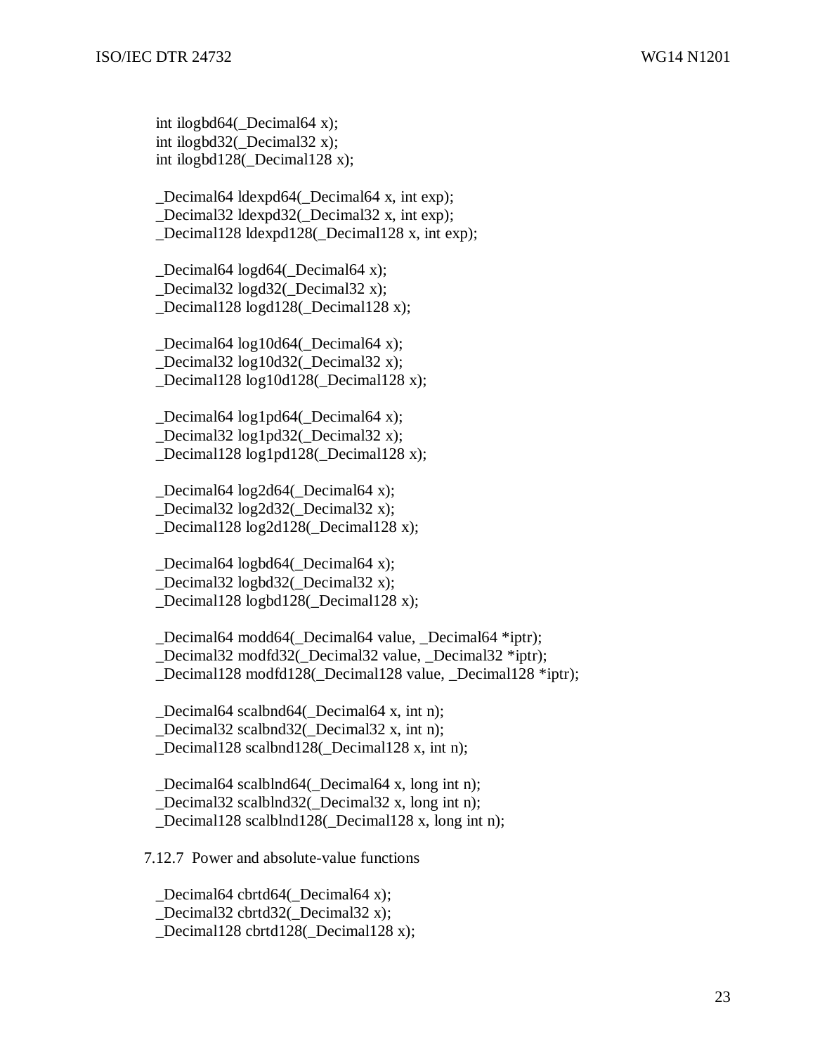```
int ilogbd64(_Decimal64 x);
int ilogbd32(_Decimal32 x);
int ilogbd128(_Decimal128 x);

_Decimal64 ldexpd64(_Decimal64 x, int exp);
_Decimal32 ldexpd32(_Decimal32 x, int exp);
_Decimal128 ldexpd128(_Decimal128 x, int exp);

_Decimal64 logd64(_Decimal64 x);
_Decimal32 logd32(_Decimal32 x);
_Decimal128 logd128(_Decimal128 x);

_Decimal64 log10d64(_Decimal64 x);
_Decimal32 log10d32(_Decimal32 x);
_Decimal128 log10d128(_Decimal128 x);

_Decimal64 log1pd64(_Decimal64 x);
_Decimal32 log1pd32(_Decimal32 x);
_Decimal128 log1pd128(_Decimal128 x);

_Decimal64 log2d64(_Decimal64 x);
_Decimal32 log2d32(_Decimal32 x);
_Decimal128 log2d128(_Decimal128 x);

_Decimal64 logbd64(_Decimal64 x);
_Decimal32 logbd32(_Decimal32 x);
_Decimal128 logbd128(_Decimal128 x);

_Decimal64 modd64(_Decimal64 value, _Decimal64 *iptr);
_Decimal32 modfd32(_Decimal32 value, _Decimal32 *iptr);
_Decimal128 modfd128(_Decimal128 value, _Decimal128 *iptr);

_Decimal64 scalbnd64(_Decimal64 x, int n);
_Decimal32 scalbnd32(_Decimal32 x, int n);
_Decimal128 scalbnd128(_Decimal128 x, int n);

_Decimal64 scalblnd64(_Decimal64 x, long int n);
_Decimal32 scalblnd32(_Decimal32 x, long int n);
_Decimal128 scalblnd128(_Decimal128 x, long int n);
```

7.12.7 Power and absolute-value functions

```
_Decimal64 cbrtd64(_Decimal64 x);
_Decimal32 cbrtd32(_Decimal32 x);
_Decimal128 cbrtd128(_Decimal128 x);
```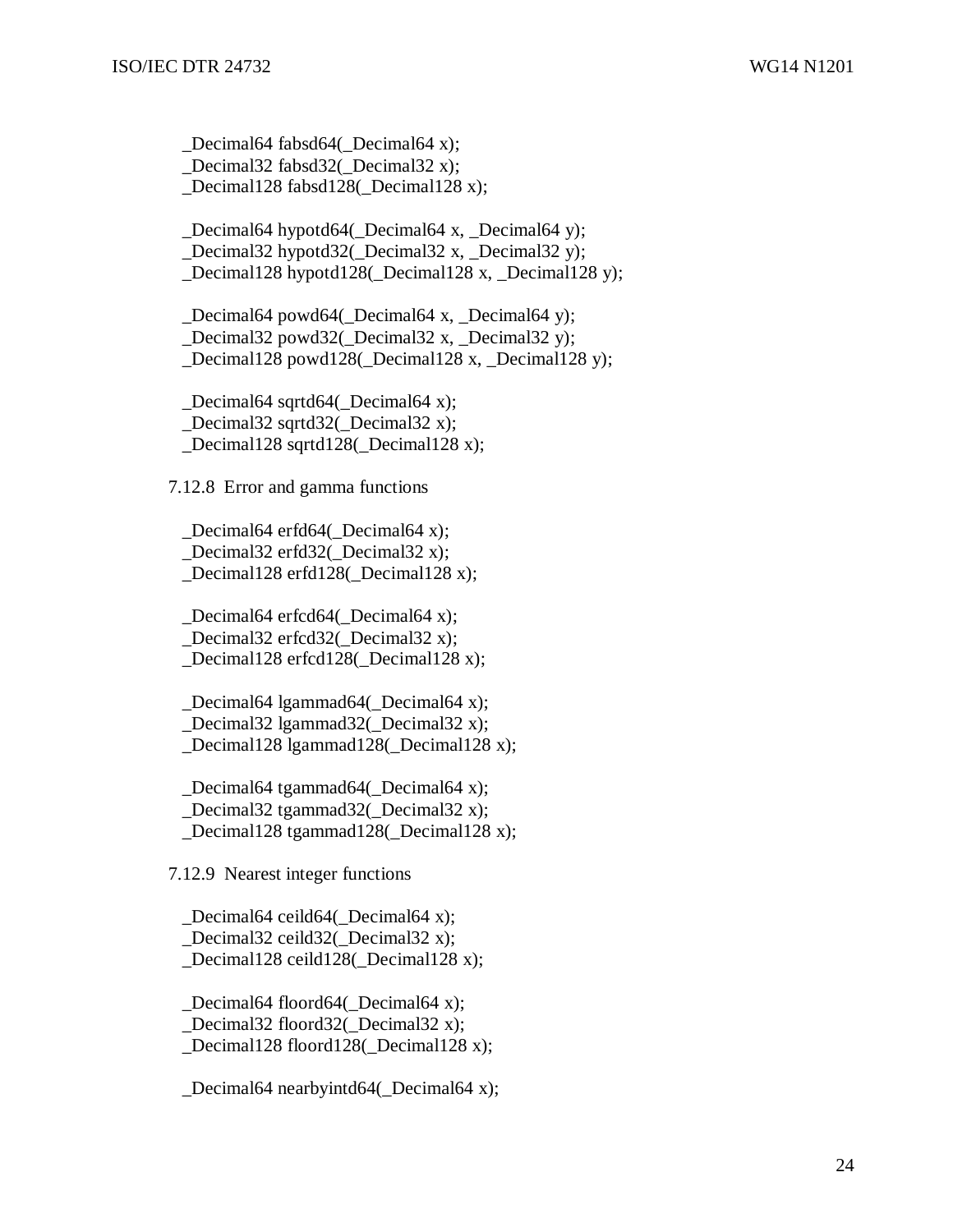```
_Decimal64 fabsd64(_Decimal64 x);
_Decimal32 fabsd32(_Decimal32 x);
_Decimal128 fabsd128(_Decimal128 x);

_Decimal64 hypotd64(_Decimal64 x, _Decimal64 y);
_Decimal32 hypotd32(_Decimal32 x, _Decimal32 y);
_Decimal128 hypotd128(_Decimal128 x, _Decimal128 y);

_Decimal64 powd64(_Decimal64 x, _Decimal64 y);
_Decimal32 powd32(_Decimal32 x, _Decimal32 y);
_Decimal128 powd128(_Decimal128 x, _Decimal128 y);

_Decimal64 sqrtd64(_Decimal64 x);
_Decimal32 sqrtd32(_Decimal32 x);
_Decimal128 sqrtd128(_Decimal128 x);
```

### 7.12.8 Error and gamma functions

```
_Decimal64 erfd64(_Decimal64 x);
_Decimal32 erfd32(_Decimal32 x);
_Decimal128 erfd128(_Decimal128 x);

_Decimal64 erfcd64(_Decimal64 x);
_Decimal32 erfcd32(_Decimal32 x);
_Decimal128 erfcd128(_Decimal128 x);

_Decimal64 lgammad64(_Decimal64 x);
_Decimal32 lgammad32(_Decimal32 x);
_Decimal128 lgammad128(_Decimal128 x);

_Decimal64 tgammad64(_Decimal64 x);
_Decimal32 tgammad32(_Decimal32 x);
_Decimal128 tgammad128(_Decimal128 x);
```

### 7.12.9 Nearest integer functions

```
_Decimal64 ceild64(_Decimal64 x);
_Decimal32 ceild32(_Decimal32 x);
_Decimal128 ceild128(_Decimal128 x);

_Decimal64 floord64(_Decimal64 x);
_Decimal32 floord32(_Decimal32 x);
_Decimal128 floord128(_Decimal128 x);

_Decimal64 nearbyintd64(_Decimal64 x);
```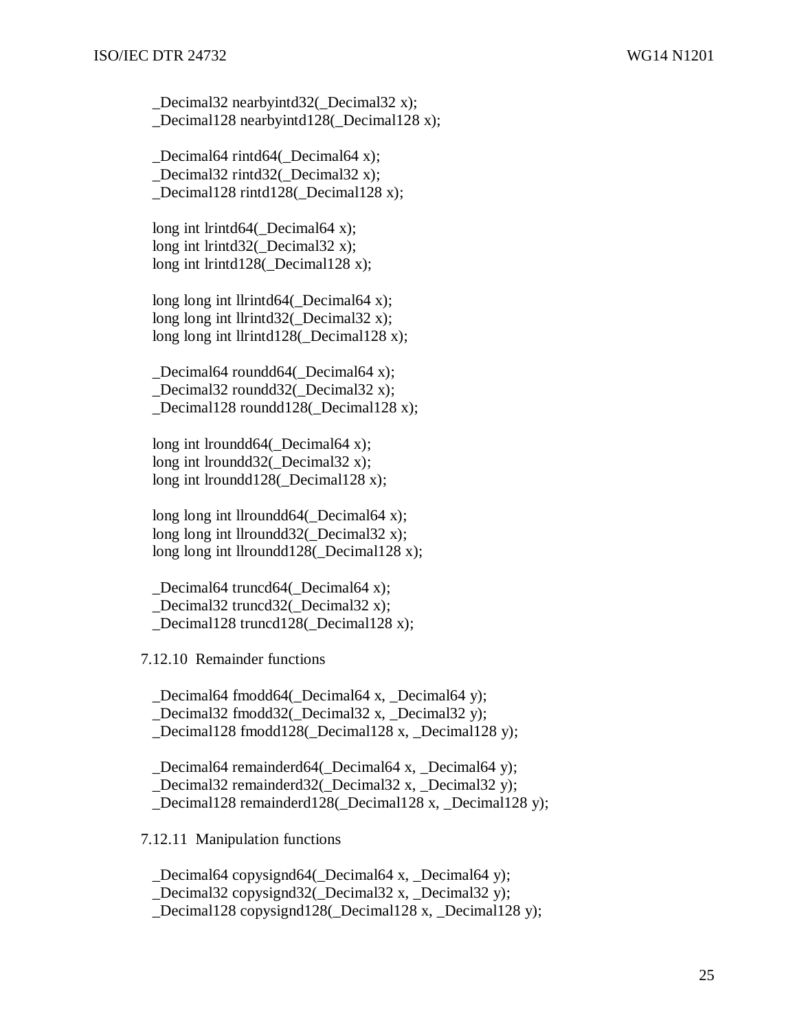```
_Decimal32 nearbyintd32(_Decimal32 x);
_Decimal128 nearbyintd128(_Decimal128 x);

_Decimal64 rintd64(_Decimal64 x);
_Decimal32 rintd32(_Decimal32 x);
_Decimal128 rintd128(_Decimal128 x);

long int lrintd64(_Decimal64 x);
long int lrintd32(_Decimal32 x);
long int lrintd128(_Decimal128 x);

long long int llrintd64(_Decimal64 x);
long long int llrintd32(_Decimal32 x);
long long int llrintd128(_Decimal128 x);

_Decimal64 roundd64(_Decimal64 x);
_Decimal32 roundd32(_Decimal32 x);
_Decimal128 roundd128(_Decimal128 x);

long int lroundd64(_Decimal64 x);
long int lroundd32(_Decimal32 x);
long int lroundd128(_Decimal128 x);

long long int llroundd64(_Decimal64 x);
long long int llroundd32(_Decimal32 x);
long long int llroundd128(_Decimal128 x);

_Decimal64 truncd64(_Decimal64 x);
_Decimal32 truncd32(_Decimal32 x);
_Decimal128 truncd128(_Decimal128 x);
```

7.12.10 Remainder functions

```
_Decimal64 fmodd64(_Decimal64 x, _Decimal64 y);
_Decimal32 fmodd32(_Decimal32 x, _Decimal32 y);
_Decimal128 fmodd128(_Decimal128 x, _Decimal128 y);

_Decimal64 remainderd64(_Decimal64 x, _Decimal64 y);
_Decimal32 remainderd32(_Decimal32 x, _Decimal32 y);
_Decimal128 remainderd128(_Decimal128 x, _Decimal128 y);
```

7.12.11 Manipulation functions

```
_Decimal64 copysignd64(_Decimal64 x, _Decimal64 y);
_Decimal32 copysignd32(_Decimal32 x, _Decimal32 y);
_Decimal128 copysignd128(_Decimal128 x, _Decimal128 y);
```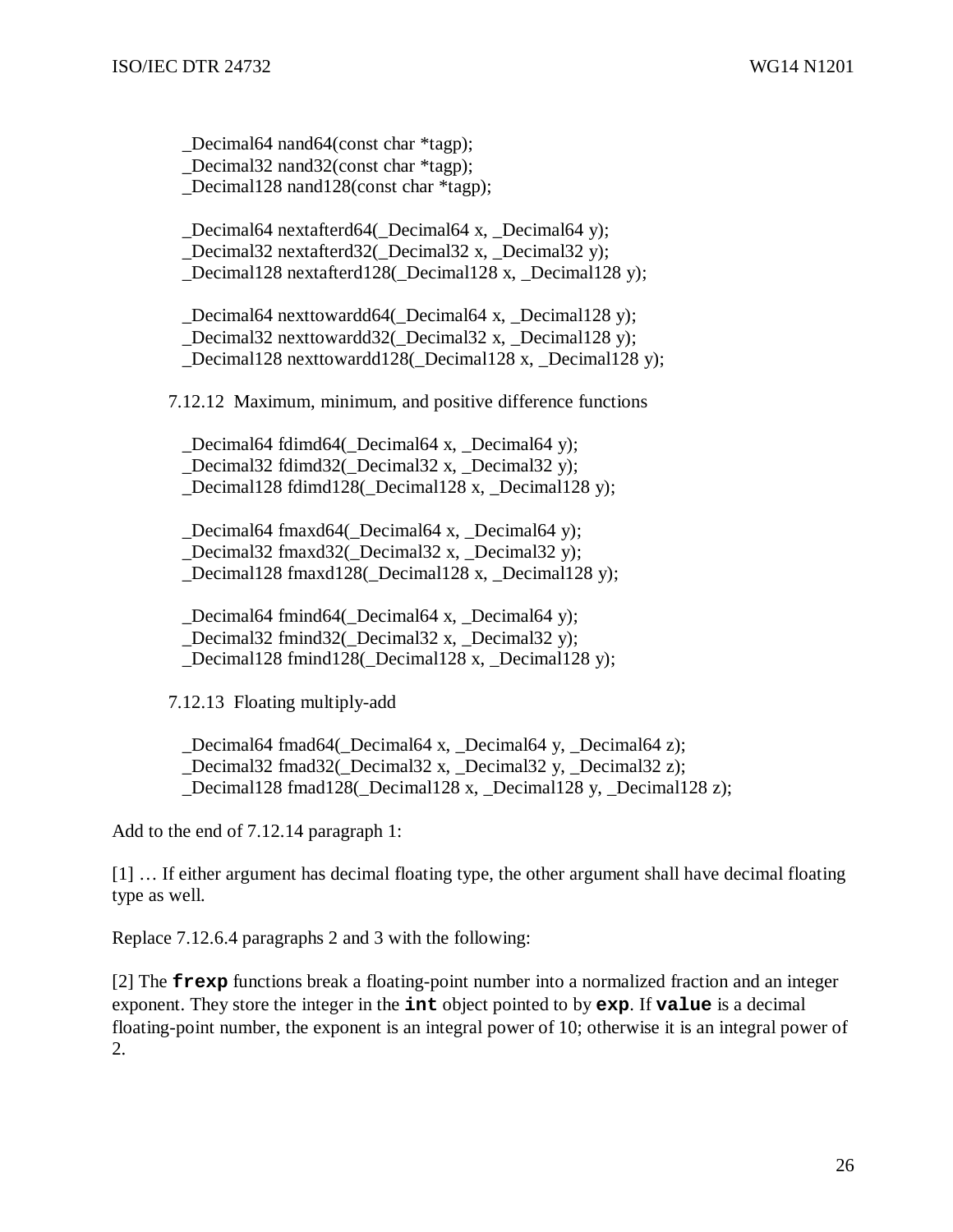```
_Decimal64 nand64(const char *tagp);
_Decimal32 nand32(const char *tagp);
_Decimal128 nand128(const char *tagp);

_Decimal64 nextafterd64(_Decimal64 x, _Decimal64 y);
_Decimal32 nextafterd32(_Decimal32 x, _Decimal32 y);
_Decimal128 nextafterd128(_Decimal128 x, _Decimal128 y);

_Decimal64 nexttowardd64(_Decimal64 x, _Decimal128 y);
_Decimal32 nexttowardd32(_Decimal32 x, _Decimal128 y);
_Decimal128 nexttowardd128(_Decimal128 x, _Decimal128 y);
```

7.12.12 Maximum, minimum, and positive difference functions

```
_Decimal64 fdimd64(_Decimal64 x, _Decimal64 y);
_Decimal32 fdimd32(_Decimal32 x, _Decimal32 y);
_Decimal128 fdimd128(_Decimal128 x, _Decimal128 y);

_Decimal64 fmaxd64(_Decimal64 x, _Decimal64 y);
_Decimal32 fmaxd32(_Decimal32 x, _Decimal32 y);
_Decimal128 fmaxd128(_Decimal128 x, _Decimal128 y);

_Decimal64 fmind64(_Decimal64 x, _Decimal64 y);
_Decimal32 fmind32(_Decimal32 x, _Decimal32 y);
_Decimal128 fmind128(_Decimal128 x, _Decimal128 y);
```

7.12.13 Floating multiply-add

```
_Decimal64 fmad64(_Decimal64 x, _Decimal64 y, _Decimal64 z);
_Decimal32 fmad32(_Decimal32 x, _Decimal32 y, _Decimal32 z);
_Decimal128 fmad128(_Decimal128 x, _Decimal128 y, _Decimal128 z);
```

Add to the end of 7.12.14 paragraph 1:

[1] … If either argument has decimal floating type, the other argument shall have decimal floating type as well.

Replace 7.12.6.4 paragraphs 2 and 3 with the following:

[2] The **`frexp`** functions break a floating-point number into a normalized fraction and an integer exponent. They store the integer in the **`int`** object pointed to by **`exp`**. If **`value`** is a decimal floating-point number, the exponent is an integral power of 10; otherwise it is an integral power of 2.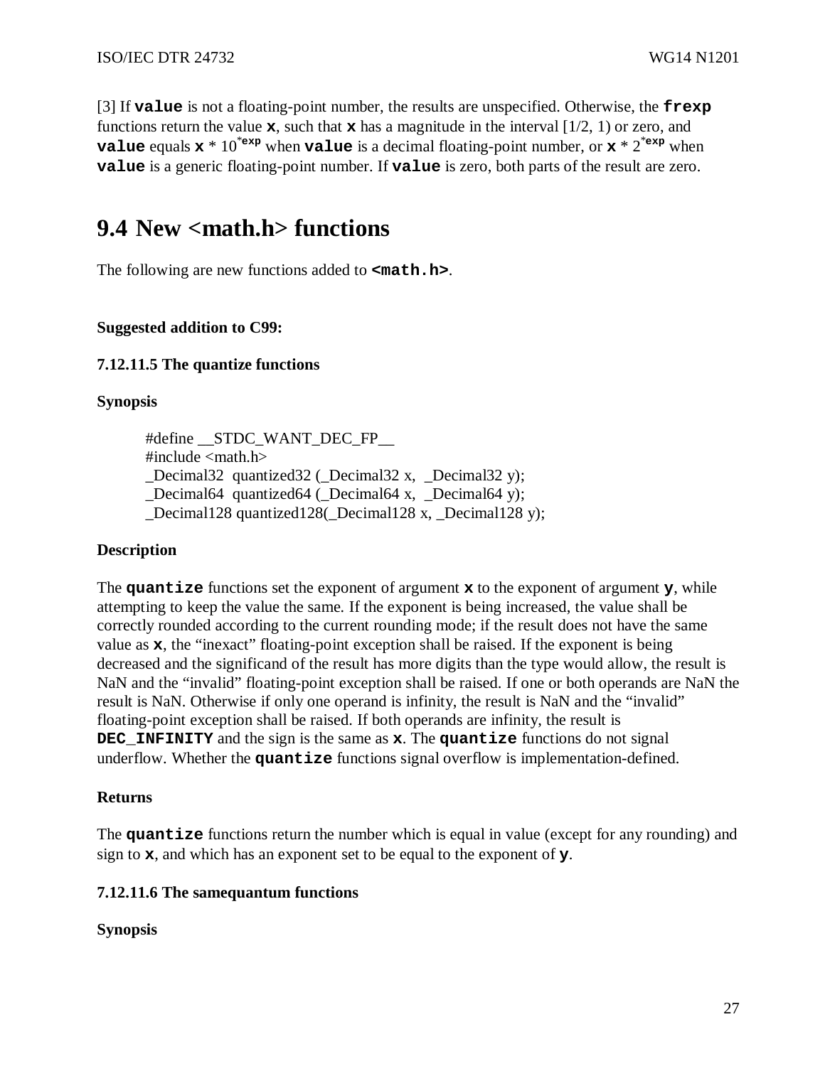[3] If **`value`** is not a floating-point number, the results are unspecified. Otherwise, the **`frexp`** functions return the value **`x`**, such that **`x`** has a magnitude in the interval [1/2, 1) or zero, and **`value`** equals **`x`** * $10^{*\mathbf{exp}}$ when **`value`** is a decimal floating-point number, or **`x`** * $2^{*\mathbf{exp}}$ when **`value`** is a generic floating-point number. If **`value`** is zero, both parts of the result are zero.

## 9.4 New <math.h> functions

The following are new functions added to **`<math.h>`**.

**Suggested addition to C99:**

**7.12.11.5 The quantize functions**

**Synopsis**

```
#define __STDC_WANT_DEC_FP__
#include <math.h>
_Decimal32  quantized32 (_Decimal32 x,  _Decimal32 y);
_Decimal64  quantized64 (_Decimal64 x,  _Decimal64 y);
_Decimal128 quantized128(_Decimal128 x, _Decimal128 y);
```

**Description**

The **`quantize`** functions set the exponent of argument **`x`** to the exponent of argument **`y`**, while attempting to keep the value the same. If the exponent is being increased, the value shall be correctly rounded according to the current rounding mode; if the result does not have the same value as **`x`**, the "inexact" floating-point exception shall be raised. If the exponent is being decreased and the significand of the result has more digits than the type would allow, the result is NaN and the "invalid" floating-point exception shall be raised. If one or both operands are NaN the result is NaN. Otherwise if only one operand is infinity, the result is NaN and the "invalid" floating-point exception shall be raised. If both operands are infinity, the result is **`DEC_INFINITY`** and the sign is the same as **`x`**. The **`quantize`** functions do not signal underflow. Whether the **`quantize`** functions signal overflow is implementation-defined.

**Returns**

The **`quantize`** functions return the number which is equal in value (except for any rounding) and sign to **`x`**, and which has an exponent set to be equal to the exponent of **`y`**.

**7.12.11.6 The samequantum functions**

**Synopsis**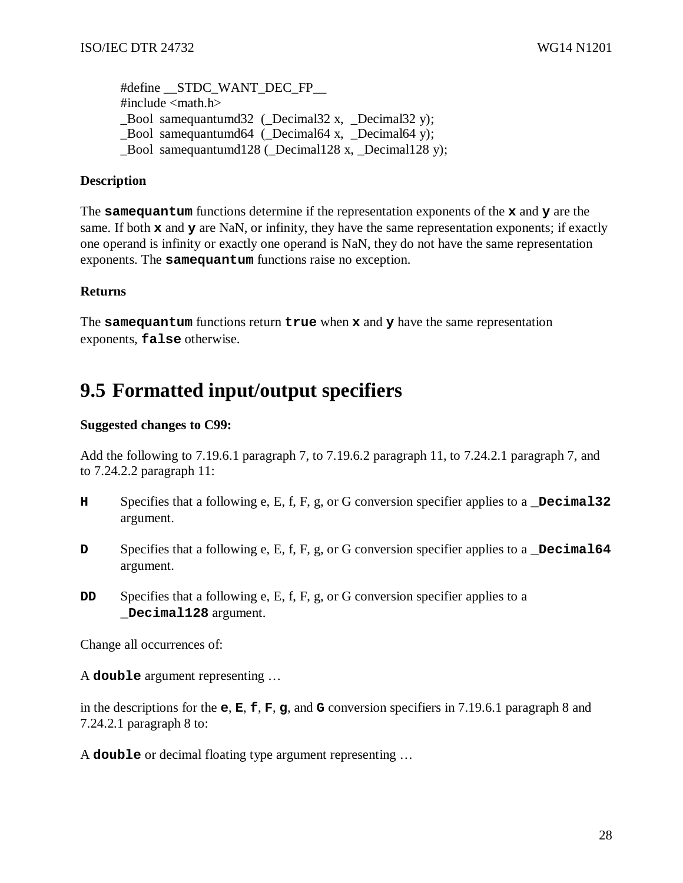```
#define __STDC_WANT_DEC_FP__
#include <math.h>
_Bool  samequantumd32  (_Decimal32 x,  _Decimal32 y);
_Bool  samequantumd64  (_Decimal64 x,  _Decimal64 y);
_Bool  samequantumd128 (_Decimal128 x, _Decimal128 y);
```

**Description**

The **samequantum** functions determine if the representation exponents of the **x** and **y** are the same. If both **x** and **y** are NaN, or infinity, they have the same representation exponents; if exactly one operand is infinity or exactly one operand is NaN, they do not have the same representation exponents. The **samequantum** functions raise no exception.

**Returns**

The **samequantum** functions return **true** when **x** and **y** have the same representation exponents, **false** otherwise.

## 9.5 Formatted input/output specifiers

**Suggested changes to C99:**

Add the following to 7.19.6.1 paragraph 7, to 7.19.6.2 paragraph 11, to 7.24.2.1 paragraph 7, and to 7.24.2.2 paragraph 11:

**H** Specifies that a following e, E, f, F, g, or G conversion specifier applies to a **_Decimal32** argument.

**D** Specifies that a following e, E, f, F, g, or G conversion specifier applies to a **_Decimal64** argument.

**DD** Specifies that a following e, E, f, F, g, or G conversion specifier applies to a **_Decimal128** argument.

Change all occurrences of:

A **double** argument representing …

in the descriptions for the **e**, **E**, **f**, **F**, **g**, and **G** conversion specifiers in 7.19.6.1 paragraph 8 and 7.24.2.1 paragraph 8 to:

A **double** or decimal floating type argument representing …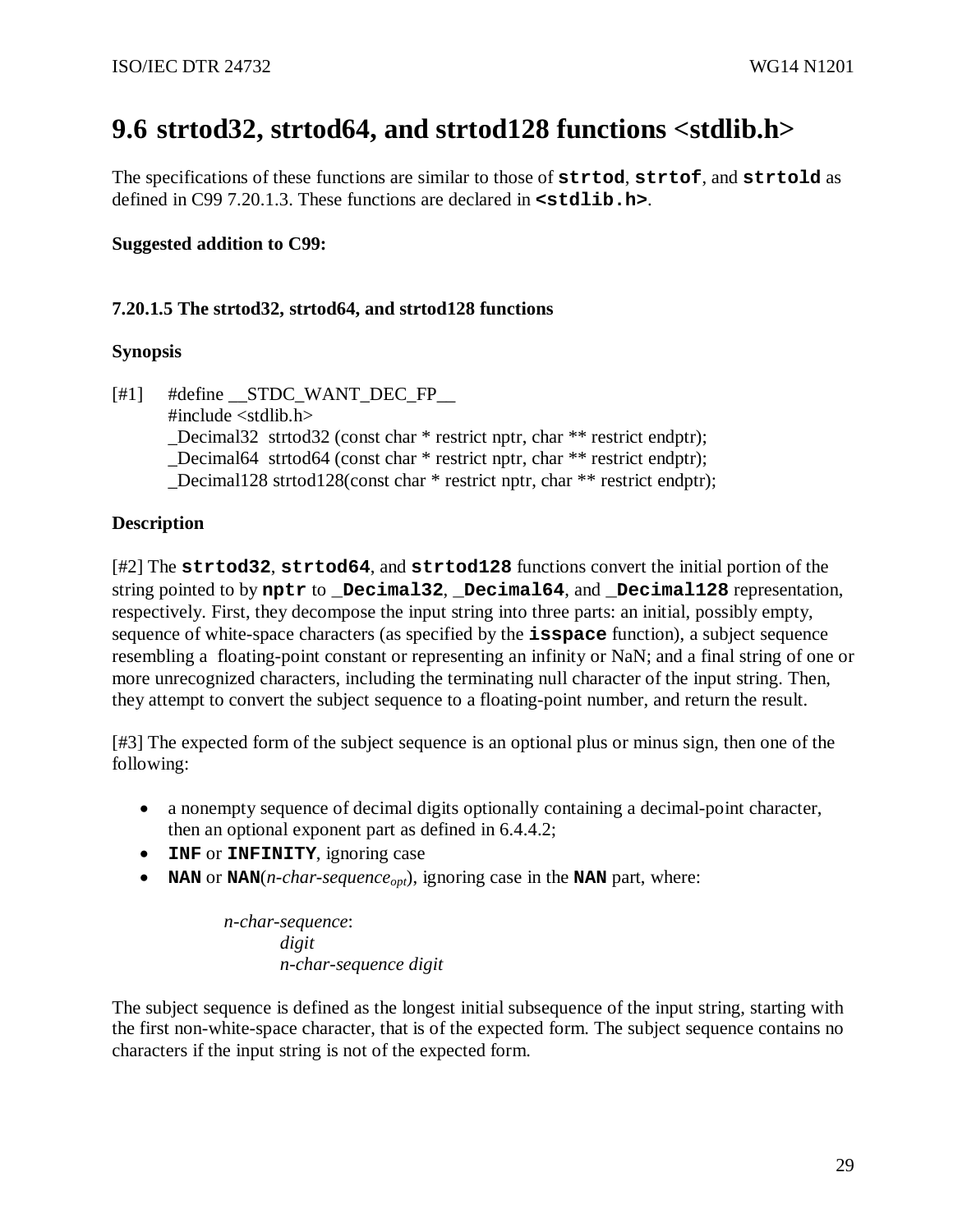# 9.6 strtod32, strtod64, and strtod128 functions <stdlib.h>

The specifications of these functions are similar to those of **`strtod`**, **`strtof`**, and **`strtold`** as defined in C99 7.20.1.3. These functions are declared in **`<stdlib.h>`**.

**Suggested addition to C99:**

**7.20.1.5 The strtod32, strtod64, and strtod128 functions**

**Synopsis**

[#1]

```
#define __STDC_WANT_DEC_FP__
#include <stdlib.h>
_Decimal32  strtod32 (const char * restrict nptr, char ** restrict endptr);
_Decimal64  strtod64 (const char * restrict nptr, char ** restrict endptr);
_Decimal128 strtod128(const char * restrict nptr, char ** restrict endptr);
```

**Description**

[#2] The **`strtod32`**, **`strtod64`**, and **`strtod128`** functions convert the initial portion of the string pointed to by **`nptr`** to **`_Decimal32`**, **`_Decimal64`**, and **`_Decimal128`** representation, respectively. First, they decompose the input string into three parts: an initial, possibly empty, sequence of white-space characters (as specified by the **`isspace`** function), a subject sequence resembling a floating-point constant or representing an infinity or NaN; and a final string of one or more unrecognized characters, including the terminating null character of the input string. Then, they attempt to convert the subject sequence to a floating-point number, and return the result.

[#3] The expected form of the subject sequence is an optional plus or minus sign, then one of the following:

- a nonempty sequence of decimal digits optionally containing a decimal-point character, then an optional exponent part as defined in 6.4.4.2;
- **`INF`** or **`INFINITY`**, ignoring case
- **`NAN`** or **`NAN`**(*n-char-sequence*$_{opt}$), ignoring case in the **`NAN`** part, where:

  *n-char-sequence*:
  *digit*
  *n-char-sequence digit*

The subject sequence is defined as the longest initial subsequence of the input string, starting with the first non-white-space character, that is of the expected form. The subject sequence contains no characters if the input string is not of the expected form.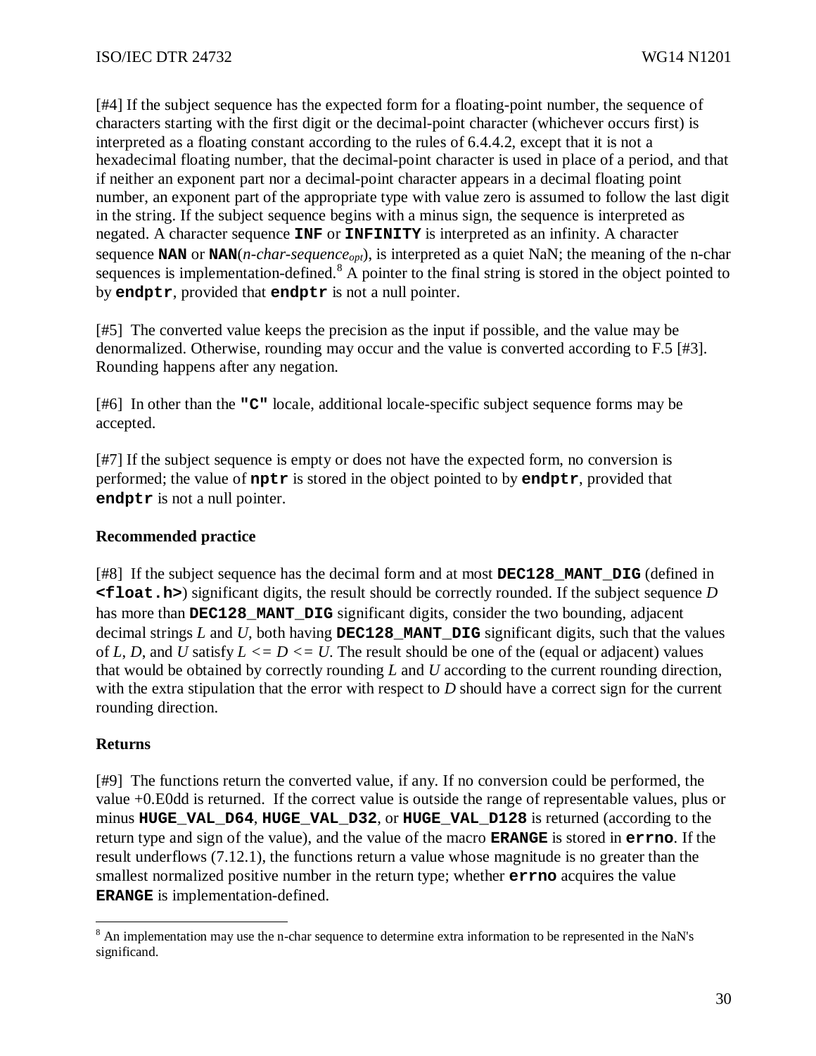[#4] If the subject sequence has the expected form for a floating-point number, the sequence of characters starting with the first digit or the decimal-point character (whichever occurs first) is interpreted as a floating constant according to the rules of 6.4.4.2, except that it is not a hexadecimal floating number, that the decimal-point character is used in place of a period, and that if neither an exponent part nor a decimal-point character appears in a decimal floating point number, an exponent part of the appropriate type with value zero is assumed to follow the last digit in the string. If the subject sequence begins with a minus sign, the sequence is interpreted as negated. A character sequence **`INF`** or **`INFINITY`** is interpreted as an infinity. A character sequence **`NAN`** or **`NAN`**(*n-char-sequence$_{opt}$*), is interpreted as a quiet NaN; the meaning of the n-char sequences is implementation-defined.[8] A pointer to the final string is stored in the object pointed to by **`endptr`**, provided that **`endptr`** is not a null pointer.

[#5] The converted value keeps the precision as the input if possible, and the value may be denormalized. Otherwise, rounding may occur and the value is converted according to F.5 [#3]. Rounding happens after any negation.

[#6] In other than the **`"C"`** locale, additional locale-specific subject sequence forms may be accepted.

[#7] If the subject sequence is empty or does not have the expected form, no conversion is performed; the value of **`nptr`** is stored in the object pointed to by **`endptr`**, provided that **`endptr`** is not a null pointer.

**Recommended practice**

[#8] If the subject sequence has the decimal form and at most **`DEC128_MANT_DIG`** (defined in **`<float.h>`**) significant digits, the result should be correctly rounded. If the subject sequence *D* has more than **`DEC128_MANT_DIG`** significant digits, consider the two bounding, adjacent decimal strings *L* and *U*, both having **`DEC128_MANT_DIG`** significant digits, such that the values of *L*, *D*, and *U* satisfy *L <= D <= U*. The result should be one of the (equal or adjacent) values that would be obtained by correctly rounding *L* and *U* according to the current rounding direction, with the extra stipulation that the error with respect to *D* should have a correct sign for the current rounding direction.

**Returns**

[#9] The functions return the converted value, if any. If no conversion could be performed, the value +0.E0dd is returned. If the correct value is outside the range of representable values, plus or minus **`HUGE_VAL_D64`**, **`HUGE_VAL_D32`**, or **`HUGE_VAL_D128`** is returned (according to the return type and sign of the value), and the value of the macro **`ERANGE`** is stored in **`errno`**. If the result underflows (7.12.1), the functions return a value whose magnitude is no greater than the smallest normalized positive number in the return type; whether **`errno`** acquires the value **`ERANGE`** is implementation-defined.

[8] An implementation may use the n-char sequence to determine extra information to be represented in the NaN's significand.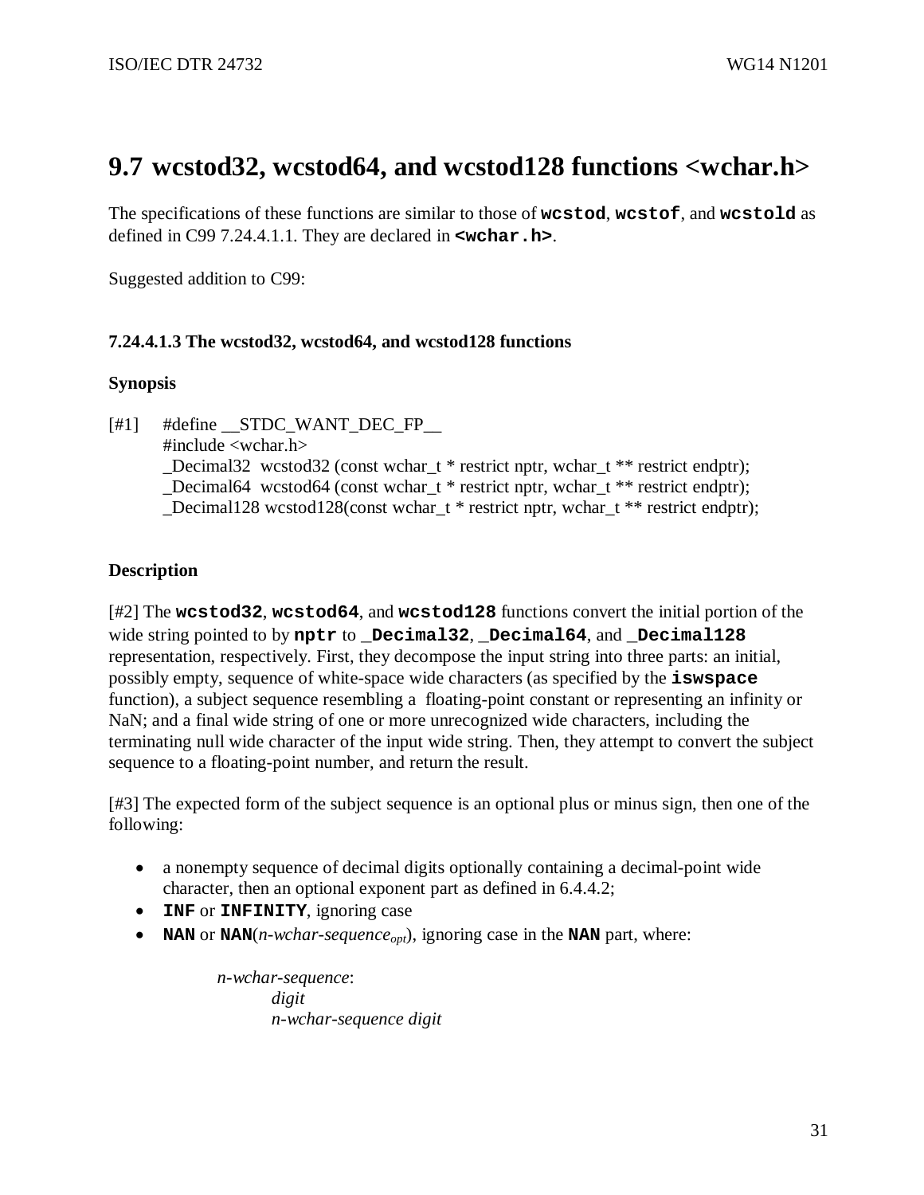## 9.7 wcstod32, wcstod64, and wcstod128 functions <wchar.h>

The specifications of these functions are similar to those of **wcstod**, **wcstof**, and **wcstold** as defined in C99 7.24.4.1.1. They are declared in **<wchar.h>**.

Suggested addition to C99:

#### 7.24.4.1.3 The wcstod32, wcstod64, and wcstod128 functions

**Synopsis**

[#1]
```
#define __STDC_WANT_DEC_FP__
#include <wchar.h>
_Decimal32  wcstod32 (const wchar_t * restrict nptr, wchar_t ** restrict endptr);
_Decimal64  wcstod64 (const wchar_t * restrict nptr, wchar_t ** restrict endptr);
_Decimal128 wcstod128(const wchar_t * restrict nptr, wchar_t ** restrict endptr);
```

**Description**

[#2] The **wcstod32**, **wcstod64**, and **wcstod128** functions convert the initial portion of the wide string pointed to by **nptr** to **_Decimal32**, **_Decimal64**, and **_Decimal128** representation, respectively. First, they decompose the input string into three parts: an initial, possibly empty, sequence of white-space wide characters (as specified by the **iswspace** function), a subject sequence resembling a floating-point constant or representing an infinity or NaN; and a final wide string of one or more unrecognized wide characters, including the terminating null wide character of the input wide string. Then, they attempt to convert the subject sequence to a floating-point number, and return the result.

[#3] The expected form of the subject sequence is an optional plus or minus sign, then one of the following:

- a nonempty sequence of decimal digits optionally containing a decimal-point wide character, then an optional exponent part as defined in 6.4.4.2;
- **INF** or **INFINITY**, ignoring case
- **NAN** or **NAN**(*n-wchar-sequence$_{opt}$*), ignoring case in the **NAN** part, where:

  *n-wchar-sequence*:
  &nbsp;&nbsp;&nbsp;&nbsp;*digit*
  &nbsp;&nbsp;&nbsp;&nbsp;*n-wchar-sequence digit*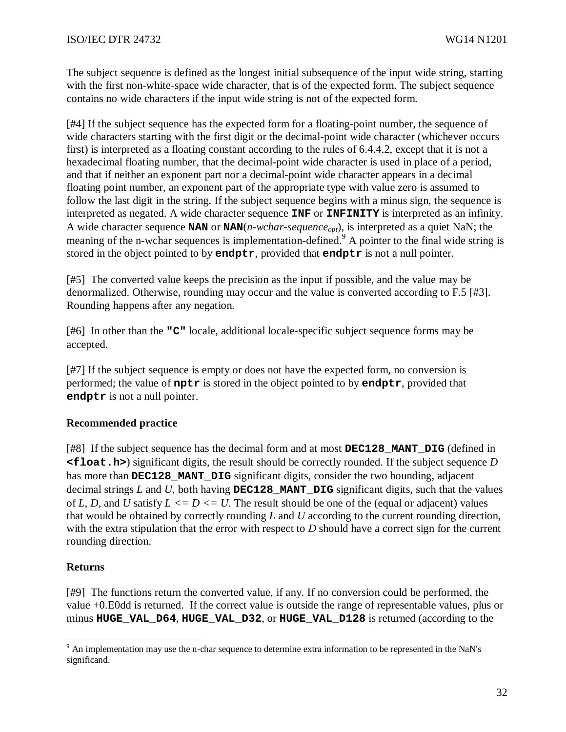The subject sequence is defined as the longest initial subsequence of the input wide string, starting with the first non-white-space wide character, that is of the expected form. The subject sequence contains no wide characters if the input wide string is not of the expected form.

[#4] If the subject sequence has the expected form for a floating-point number, the sequence of wide characters starting with the first digit or the decimal-point wide character (whichever occurs first) is interpreted as a floating constant according to the rules of 6.4.4.2, except that it is not a hexadecimal floating number, that the decimal-point wide character is used in place of a period, and that if neither an exponent part nor a decimal-point wide character appears in a decimal floating point number, an exponent part of the appropriate type with value zero is assumed to follow the last digit in the string. If the subject sequence begins with a minus sign, the sequence is interpreted as negated. A wide character sequence **`INF`** or **`INFINITY`** is interpreted as an infinity. A wide character sequence **`NAN`** or **`NAN`**(*n-wchar-sequence*$_{opt}$), is interpreted as a quiet NaN; the meaning of the n-wchar sequences is implementation-defined.[9] A pointer to the final wide string is stored in the object pointed to by **`endptr`**, provided that **`endptr`** is not a null pointer.

[#5] The converted value keeps the precision as the input if possible, and the value may be denormalized. Otherwise, rounding may occur and the value is converted according to F.5 [#3]. Rounding happens after any negation.

[#6] In other than the **`"C"`** locale, additional locale-specific subject sequence forms may be accepted.

[#7] If the subject sequence is empty or does not have the expected form, no conversion is performed; the value of **`nptr`** is stored in the object pointed to by **`endptr`**, provided that **`endptr`** is not a null pointer.

**Recommended practice**

[#8] If the subject sequence has the decimal form and at most **`DEC128_MANT_DIG`** (defined in **`<float.h>`**) significant digits, the result should be correctly rounded. If the subject sequence *D* has more than **`DEC128_MANT_DIG`** significant digits, consider the two bounding, adjacent decimal strings *L* and *U*, both having **`DEC128_MANT_DIG`** significant digits, such that the values of *L*, *D*, and *U* satisfy $L <= D <= U$. The result should be one of the (equal or adjacent) values that would be obtained by correctly rounding *L* and *U* according to the current rounding direction, with the extra stipulation that the error with respect to *D* should have a correct sign for the current rounding direction.

**Returns**

[#9] The functions return the converted value, if any. If no conversion could be performed, the value +0.E0dd is returned. If the correct value is outside the range of representable values, plus or minus **`HUGE_VAL_D64`**, **`HUGE_VAL_D32`**, or **`HUGE_VAL_D128`** is returned (according to the

---

[9] An implementation may use the n-char sequence to determine extra information to be represented in the NaN's significand.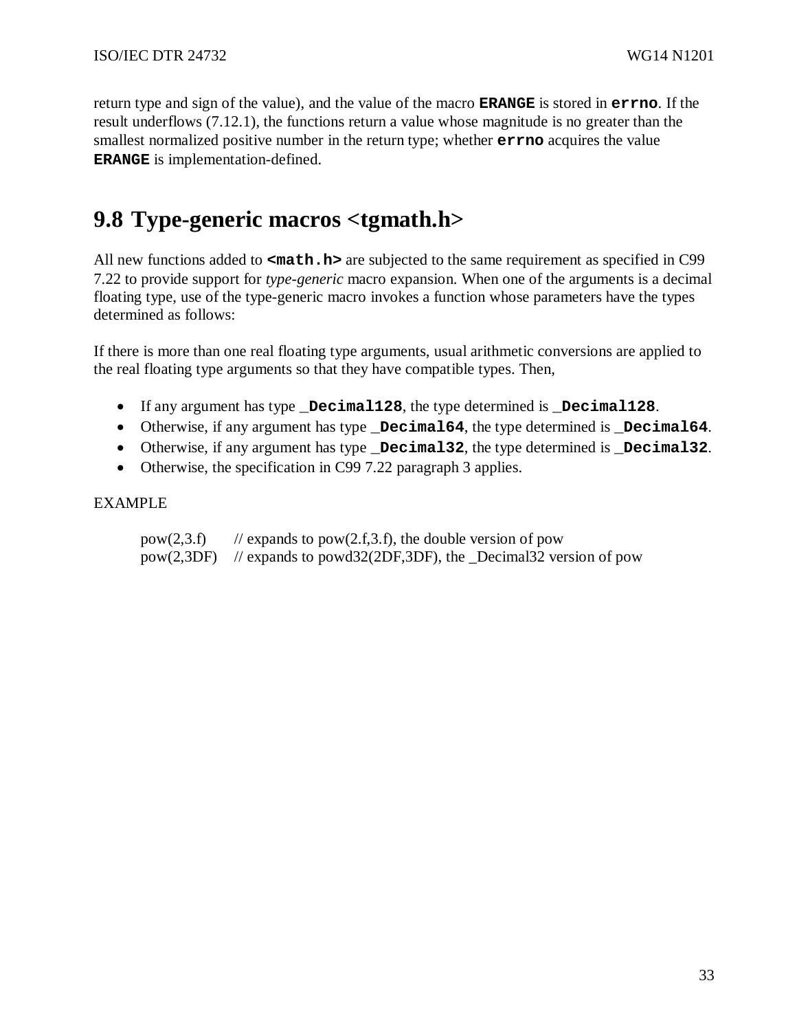return type and sign of the value), and the value of the macro **`ERANGE`** is stored in **`errno`**. If the result underflows (7.12.1), the functions return a value whose magnitude is no greater than the smallest normalized positive number in the return type; whether **`errno`** acquires the value **`ERANGE`** is implementation-defined.

## 9.8 Type-generic macros <tgmath.h>

All new functions added to **`<math.h>`** are subjected to the same requirement as specified in C99 7.22 to provide support for *type-generic* macro expansion. When one of the arguments is a decimal floating type, use of the type-generic macro invokes a function whose parameters have the types determined as follows:

If there is more than one real floating type arguments, usual arithmetic conversions are applied to the real floating type arguments so that they have compatible types. Then,

- If any argument has type **`_Decimal128`**, the type determined is **`_Decimal128`**.
- Otherwise, if any argument has type **`_Decimal64`**, the type determined is **`_Decimal64`**.
- Otherwise, if any argument has type **`_Decimal32`**, the type determined is **`_Decimal32`**.
- Otherwise, the specification in C99 7.22 paragraph 3 applies.

EXAMPLE

```
pow(2,3.f)     // expands to pow(2.f,3.f), the double version of pow
pow(2,3DF)     // expands to powd32(2DF,3DF), the _Decimal32 version of pow
```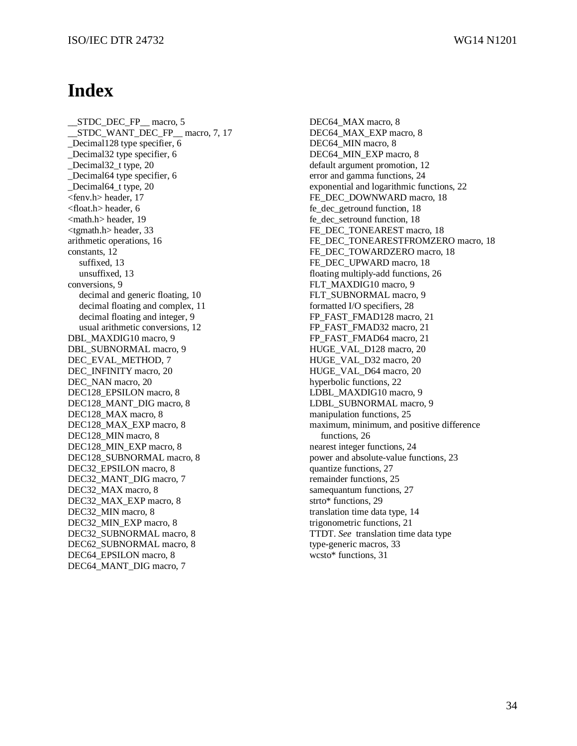# Index

__STDC_DEC_FP__ macro, 5
__STDC_WANT_DEC_FP__ macro, 7, 17
_Decimal128 type specifier, 6
_Decimal32 type specifier, 6
_Decimal32_t type, 20
_Decimal64 type specifier, 6
_Decimal64_t type, 20
<fenv.h> header, 17
<float.h> header, 6
<math.h> header, 19
<tgmath.h> header, 33
arithmetic operations, 16
constants, 12
  suffixed, 13
  unsuffixed, 13
conversions, 9
  decimal and generic floating, 10
  decimal floating and complex, 11
  decimal floating and integer, 9
  usual arithmetic conversions, 12
DBL_MAXDIG10 macro, 9
DBL_SUBNORMAL macro, 9
DEC_EVAL_METHOD, 7
DEC_INFINITY macro, 20
DEC_NAN macro, 20
DEC128_EPSILON macro, 8
DEC128_MANT_DIG macro, 8
DEC128_MAX macro, 8
DEC128_MAX_EXP macro, 8
DEC128_MIN macro, 8
DEC128_MIN_EXP macro, 8
DEC128_SUBNORMAL macro, 8
DEC32_EPSILON macro, 8
DEC32_MANT_DIG macro, 7
DEC32_MAX macro, 8
DEC32_MAX_EXP macro, 8
DEC32_MIN macro, 8
DEC32_MIN_EXP macro, 8
DEC32_SUBNORMAL macro, 8
DEC62_SUBNORMAL macro, 8
DEC64_EPSILON macro, 8
DEC64_MANT_DIG macro, 7
DEC64_MAX macro, 8
DEC64_MAX_EXP macro, 8
DEC64_MIN macro, 8
DEC64_MIN_EXP macro, 8
default argument promotion, 12
error and gamma functions, 24
exponential and logarithmic functions, 22
FE_DEC_DOWNWARD macro, 18
fe_dec_getround function, 18
fe_dec_setround function, 18
FE_DEC_TONEAREST macro, 18
FE_DEC_TONEARESTFROMZERO macro, 18
FE_DEC_TOWARDZERO macro, 18
FE_DEC_UPWARD macro, 18
floating multiply-add functions, 26
FLT_MAXDIG10 macro, 9
FLT_SUBNORMAL macro, 9
formatted I/O specifiers, 28
FP_FAST_FMAD128 macro, 21
FP_FAST_FMAD32 macro, 21
FP_FAST_FMAD64 macro, 21
HUGE_VAL_D128 macro, 20
HUGE_VAL_D32 macro, 20
HUGE_VAL_D64 macro, 20
hyperbolic functions, 22
LDBL_MAXDIG10 macro, 9
LDBL_SUBNORMAL macro, 9
manipulation functions, 25
maximum, minimum, and positive difference functions, 26
nearest integer functions, 24
power and absolute-value functions, 23
quantize functions, 27
remainder functions, 25
samequantum functions, 27
strto* functions, 29
translation time data type, 14
trigonometric functions, 21
TTDT. *See* translation time data type
type-generic macros, 33
wcsto* functions, 31